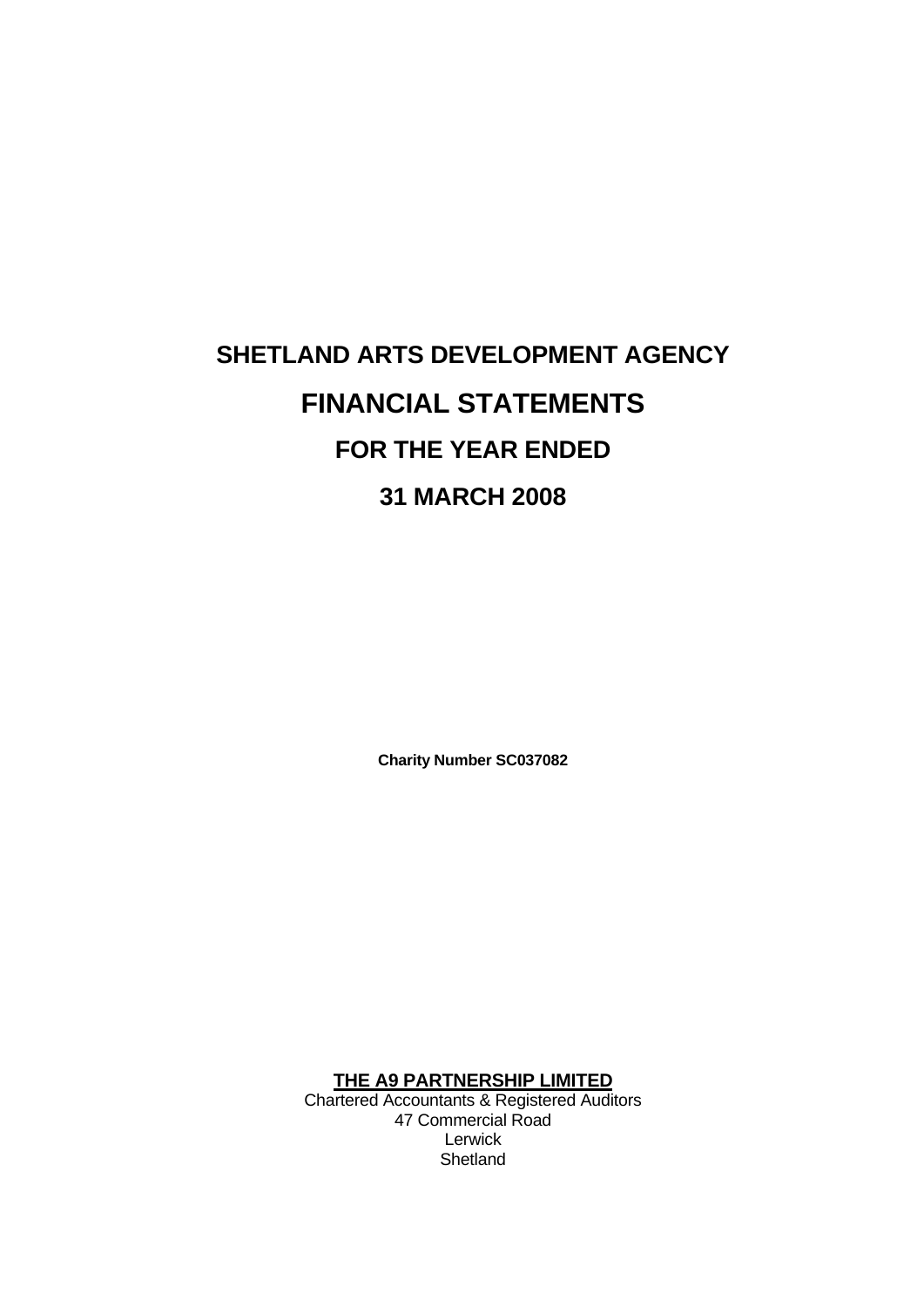# SHETLAND ARTS DEVELOPMENT AGENCY

# FINANCIAL STATEMENTS

## FOR THE YEAR ENDED

## 31 MARCH 2008

**Charity Number SC037082**

**THE A9 PARTNERSHIP LIMITED**
Chartered Accountants & Registered Auditors
47 Commercial Road
Lerwick
Shetland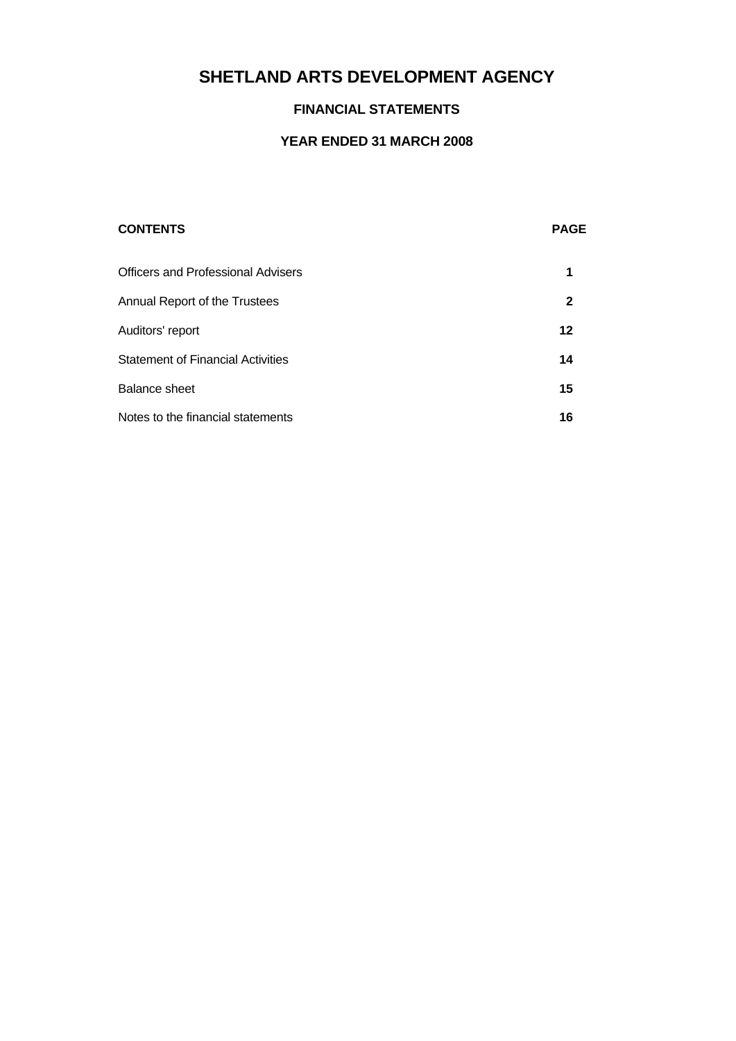# SHETLAND ARTS DEVELOPMENT AGENCY

## FINANCIAL STATEMENTS

### YEAR ENDED 31 MARCH 2008

| CONTENTS | PAGE |
|---|---|
| Officers and Professional Advisers | 1 |
| Annual Report of the Trustees | 2 |
| Auditors' report | 12 |
| Statement of Financial Activities | 14 |
| Balance sheet | 15 |
| Notes to the financial statements | 16 |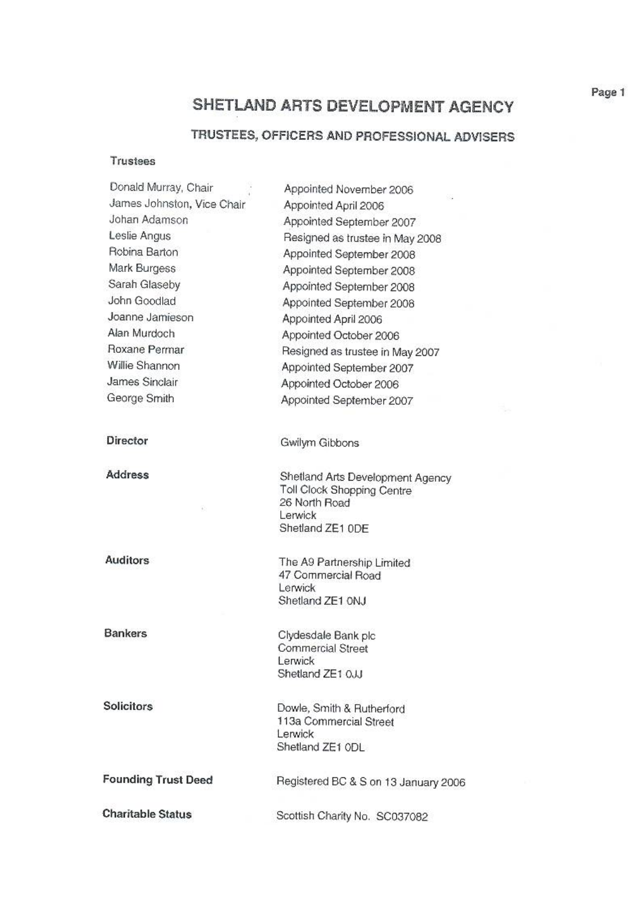# SHETLAND ARTS DEVELOPMENT AGENCY

## TRUSTEES, OFFICERS AND PROFESSIONAL ADVISERS

### Trustees

| | |
|---|---|
| Donald Murray, Chair | Appointed November 2006 |
| James Johnston, Vice Chair | Appointed April 2006 |
| Johan Adamson | Appointed September 2007 |
| Leslie Angus | Resigned as trustee in May 2008 |
| Robina Barton | Appointed September 2008 |
| Mark Burgess | Appointed September 2008 |
| Sarah Glaseby | Appointed September 2008 |
| John Goodlad | Appointed September 2008 |
| Joanne Jamieson | Appointed April 2006 |
| Alan Murdoch | Appointed October 2006 |
| Roxane Permar | Resigned as trustee in May 2007 |
| Willie Shannon | Appointed September 2007 |
| James Sinclair | Appointed October 2006 |
| George Smith | Appointed September 2007 |

**Director**

Gwilym Gibbons

**Address**

Shetland Arts Development Agency
Toll Clock Shopping Centre
26 North Road
Lerwick
Shetland ZE1 0DE

**Auditors**

The A9 Partnership Limited
47 Commercial Road
Lerwick
Shetland ZE1 0NJ

**Bankers**

Clydesdale Bank plc
Commercial Street
Lerwick
Shetland ZE1 0JJ

**Solicitors**

Dowle, Smith & Rutherford
113a Commercial Street
Lerwick
Shetland ZE1 0DL

**Founding Trust Deed**

Registered BC & S on 13 January 2006

**Charitable Status**

Scottish Charity No. SC037082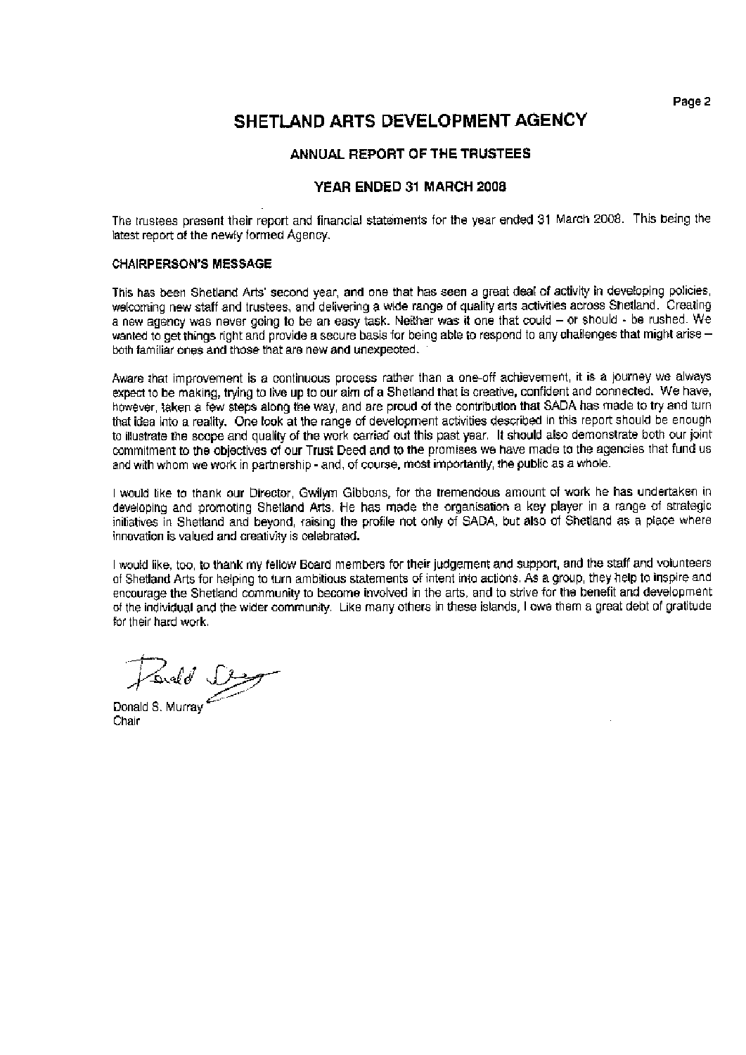# SHETLAND ARTS DEVELOPMENT AGENCY

## ANNUAL REPORT OF THE TRUSTEES

## YEAR ENDED 31 MARCH 2008

The trustees present their report and financial statements for the year ended 31 March 2008. This being the latest report of the newly formed Agency.

### CHAIRPERSON'S MESSAGE

This has been Shetland Arts' second year, and one that has seen a great deal of activity in developing policies, welcoming new staff and trustees, and delivering a wide range of quality arts activities across Shetland. Creating a new agency was never going to be an easy task. Neither was it one that could – or should - be rushed. We wanted to get things right and provide a secure basis for being able to respond to any challenges that might arise – both familiar ones and those that are new and unexpected.

Aware that improvement is a continuous process rather than a one-off achievement, it is a journey we always expect to be making, trying to live up to our aim of a Shetland that is creative, confident and connected. We have, however, taken a few steps along the way, and are proud of the contribution that SADA has made to try and turn that idea into a reality. One look at the range of development activities described in this report should be enough to illustrate the scope and quality of the work carried out this past year. It should also demonstrate both our joint commitment to the objectives of our Trust Deed and to the promises we have made to the agencies that fund us and with whom we work in partnership - and, of course, most importantly, the public as a whole.

I would like to thank our Director, Gwilym Gibbons, for the tremendous amount of work he has undertaken in developing and promoting Shetland Arts. He has made the organisation a key player in a range of strategic initiatives in Shetland and beyond, raising the profile not only of SADA, but also of Shetland as a place where innovation is valued and creativity is celebrated.

I would like, too, to thank my fellow Board members for their judgement and support, and the staff and volunteers of Shetland Arts for helping to turn ambitious statements of intent into actions. As a group, they help to inspire and encourage the Shetland community to become involved in the arts, and to strive for the benefit and development of the individual and the wider community. Like many others in these islands, I owe them a great debt of gratitude for their hard work.

Donald S. Murray
Chair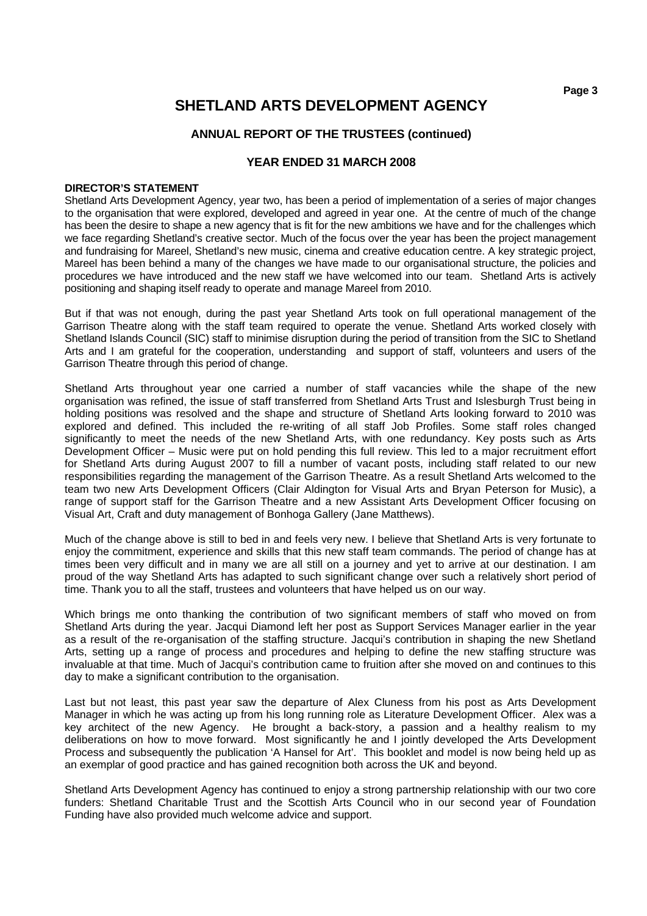# SHETLAND ARTS DEVELOPMENT AGENCY

## ANNUAL REPORT OF THE TRUSTEES (continued)

## YEAR ENDED 31 MARCH 2008

**DIRECTOR'S STATEMENT**

Shetland Arts Development Agency, year two, has been a period of implementation of a series of major changes to the organisation that were explored, developed and agreed in year one. At the centre of much of the change has been the desire to shape a new agency that is fit for the new ambitions we have and for the challenges which we face regarding Shetland's creative sector. Much of the focus over the year has been the project management and fundraising for Mareel, Shetland's new music, cinema and creative education centre. A key strategic project, Mareel has been behind a many of the changes we have made to our organisational structure, the policies and procedures we have introduced and the new staff we have welcomed into our team. Shetland Arts is actively positioning and shaping itself ready to operate and manage Mareel from 2010.

But if that was not enough, during the past year Shetland Arts took on full operational management of the Garrison Theatre along with the staff team required to operate the venue. Shetland Arts worked closely with Shetland Islands Council (SIC) staff to minimise disruption during the period of transition from the SIC to Shetland Arts and I am grateful for the cooperation, understanding and support of staff, volunteers and users of the Garrison Theatre through this period of change.

Shetland Arts throughout year one carried a number of staff vacancies while the shape of the new organisation was refined, the issue of staff transferred from Shetland Arts Trust and Islesburgh Trust being in holding positions was resolved and the shape and structure of Shetland Arts looking forward to 2010 was explored and defined. This included the re-writing of all staff Job Profiles. Some staff roles changed significantly to meet the needs of the new Shetland Arts, with one redundancy. Key posts such as Arts Development Officer – Music were put on hold pending this full review. This led to a major recruitment effort for Shetland Arts during August 2007 to fill a number of vacant posts, including staff related to our new responsibilities regarding the management of the Garrison Theatre. As a result Shetland Arts welcomed to the team two new Arts Development Officers (Clair Aldington for Visual Arts and Bryan Peterson for Music), a range of support staff for the Garrison Theatre and a new Assistant Arts Development Officer focusing on Visual Art, Craft and duty management of Bonhoga Gallery (Jane Matthews).

Much of the change above is still to bed in and feels very new. I believe that Shetland Arts is very fortunate to enjoy the commitment, experience and skills that this new staff team commands. The period of change has at times been very difficult and in many we are all still on a journey and yet to arrive at our destination. I am proud of the way Shetland Arts has adapted to such significant change over such a relatively short period of time. Thank you to all the staff, trustees and volunteers that have helped us on our way.

Which brings me onto thanking the contribution of two significant members of staff who moved on from Shetland Arts during the year. Jacqui Diamond left her post as Support Services Manager earlier in the year as a result of the re-organisation of the staffing structure. Jacqui's contribution in shaping the new Shetland Arts, setting up a range of process and procedures and helping to define the new staffing structure was invaluable at that time. Much of Jacqui's contribution came to fruition after she moved on and continues to this day to make a significant contribution to the organisation.

Last but not least, this past year saw the departure of Alex Cluness from his post as Arts Development Manager in which he was acting up from his long running role as Literature Development Officer. Alex was a key architect of the new Agency. He brought a back-story, a passion and a healthy realism to my deliberations on how to move forward. Most significantly he and I jointly developed the Arts Development Process and subsequently the publication 'A Hansel for Art'. This booklet and model is now being held up as an exemplar of good practice and has gained recognition both across the UK and beyond.

Shetland Arts Development Agency has continued to enjoy a strong partnership relationship with our two core funders: Shetland Charitable Trust and the Scottish Arts Council who in our second year of Foundation Funding have also provided much welcome advice and support.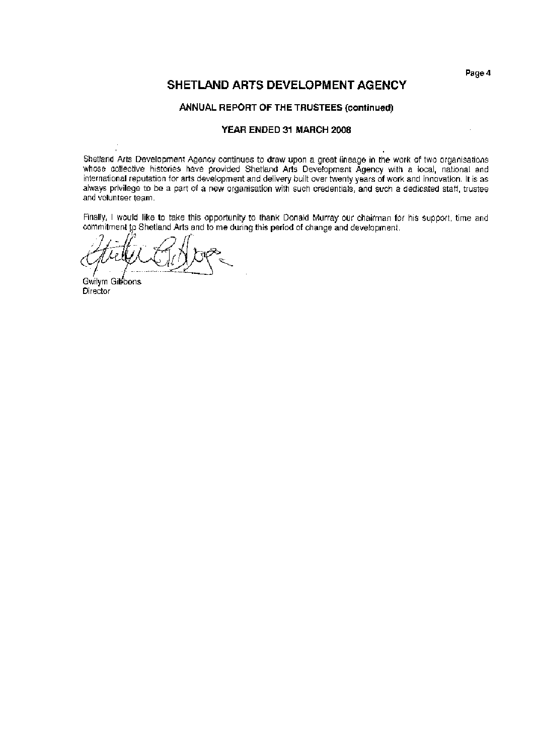# SHETLAND ARTS DEVELOPMENT AGENCY

## ANNUAL REPORT OF THE TRUSTEES (continued)

### YEAR ENDED 31 MARCH 2008

Shetland Arts Development Agency continues to draw upon a great lineage in the work of two organisations whose collective histories have provided Shetland Arts Development Agency with a local, national and international reputation for arts development and delivery built over twenty years of work and innovation. It is as always privilege to be a part of a new organisation with such credentials, and such a dedicated staff, trustee and volunteer team.

Finally, I would like to take this opportunity to thank Donald Murray our chairman for his support, time and commitment to Shetland Arts and to me during this period of change and development.

Gwilym Gibbons
Director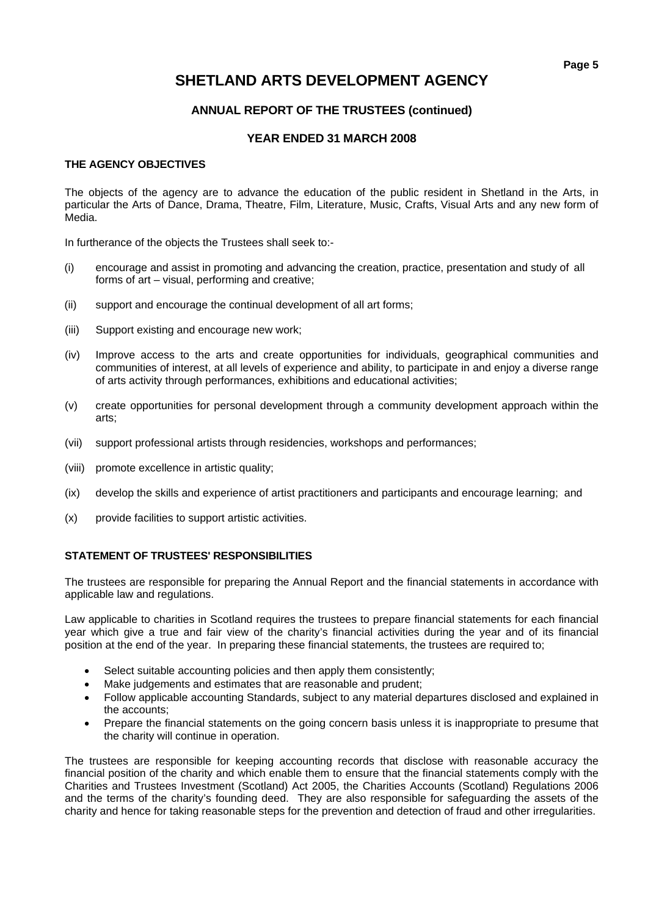# SHETLAND ARTS DEVELOPMENT AGENCY

### ANNUAL REPORT OF THE TRUSTEES (continued)

### YEAR ENDED 31 MARCH 2008

**THE AGENCY OBJECTIVES**

The objects of the agency are to advance the education of the public resident in Shetland in the Arts, in particular the Arts of Dance, Drama, Theatre, Film, Literature, Music, Crafts, Visual Arts and any new form of Media.

In furtherance of the objects the Trustees shall seek to:-

(i) encourage and assist in promoting and advancing the creation, practice, presentation and study of all forms of art – visual, performing and creative;

(ii) support and encourage the continual development of all art forms;

(iii) Support existing and encourage new work;

(iv) Improve access to the arts and create opportunities for individuals, geographical communities and communities of interest, at all levels of experience and ability, to participate in and enjoy a diverse range of arts activity through performances, exhibitions and educational activities;

(v) create opportunities for personal development through a community development approach within the arts;

(vii) support professional artists through residencies, workshops and performances;

(viii) promote excellence in artistic quality;

(ix) develop the skills and experience of artist practitioners and participants and encourage learning; and

(x) provide facilities to support artistic activities.

**STATEMENT OF TRUSTEES' RESPONSIBILITIES**

The trustees are responsible for preparing the Annual Report and the financial statements in accordance with applicable law and regulations.

Law applicable to charities in Scotland requires the trustees to prepare financial statements for each financial year which give a true and fair view of the charity's financial activities during the year and of its financial position at the end of the year. In preparing these financial statements, the trustees are required to;

- Select suitable accounting policies and then apply them consistently;
- Make judgements and estimates that are reasonable and prudent;
- Follow applicable accounting Standards, subject to any material departures disclosed and explained in the accounts;
- Prepare the financial statements on the going concern basis unless it is inappropriate to presume that the charity will continue in operation.

The trustees are responsible for keeping accounting records that disclose with reasonable accuracy the financial position of the charity and which enable them to ensure that the financial statements comply with the Charities and Trustees Investment (Scotland) Act 2005, the Charities Accounts (Scotland) Regulations 2006 and the terms of the charity's founding deed. They are also responsible for safeguarding the assets of the charity and hence for taking reasonable steps for the prevention and detection of fraud and other irregularities.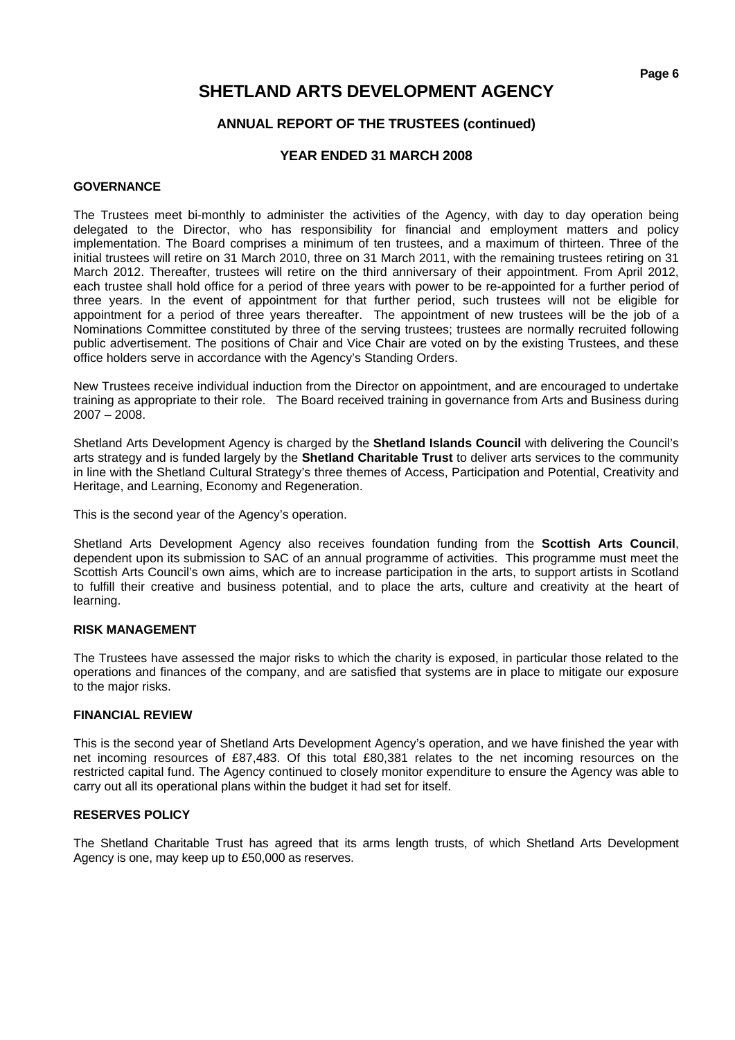# SHETLAND ARTS DEVELOPMENT AGENCY

## ANNUAL REPORT OF THE TRUSTEES (continued)

## YEAR ENDED 31 MARCH 2008

### GOVERNANCE

The Trustees meet bi-monthly to administer the activities of the Agency, with day to day operation being delegated to the Director, who has responsibility for financial and employment matters and policy implementation. The Board comprises a minimum of ten trustees, and a maximum of thirteen. Three of the initial trustees will retire on 31 March 2010, three on 31 March 2011, with the remaining trustees retiring on 31 March 2012. Thereafter, trustees will retire on the third anniversary of their appointment. From April 2012, each trustee shall hold office for a period of three years with power to be re-appointed for a further period of three years. In the event of appointment for that further period, such trustees will not be eligible for appointment for a period of three years thereafter. The appointment of new trustees will be the job of a Nominations Committee constituted by three of the serving trustees; trustees are normally recruited following public advertisement. The positions of Chair and Vice Chair are voted on by the existing Trustees, and these office holders serve in accordance with the Agency's Standing Orders.

New Trustees receive individual induction from the Director on appointment, and are encouraged to undertake training as appropriate to their role. The Board received training in governance from Arts and Business during 2007 – 2008.

Shetland Arts Development Agency is charged by the **Shetland Islands Council** with delivering the Council's arts strategy and is funded largely by the **Shetland Charitable Trust** to deliver arts services to the community in line with the Shetland Cultural Strategy's three themes of Access, Participation and Potential, Creativity and Heritage, and Learning, Economy and Regeneration.

This is the second year of the Agency's operation.

Shetland Arts Development Agency also receives foundation funding from the **Scottish Arts Council**, dependent upon its submission to SAC of an annual programme of activities. This programme must meet the Scottish Arts Council's own aims, which are to increase participation in the arts, to support artists in Scotland to fulfill their creative and business potential, and to place the arts, culture and creativity at the heart of learning.

### RISK MANAGEMENT

The Trustees have assessed the major risks to which the charity is exposed, in particular those related to the operations and finances of the company, and are satisfied that systems are in place to mitigate our exposure to the major risks.

### FINANCIAL REVIEW

This is the second year of Shetland Arts Development Agency's operation, and we have finished the year with net incoming resources of £87,483. Of this total £80,381 relates to the net incoming resources on the restricted capital fund. The Agency continued to closely monitor expenditure to ensure the Agency was able to carry out all its operational plans within the budget it had set for itself.

### RESERVES POLICY

The Shetland Charitable Trust has agreed that its arms length trusts, of which Shetland Arts Development Agency is one, may keep up to £50,000 as reserves.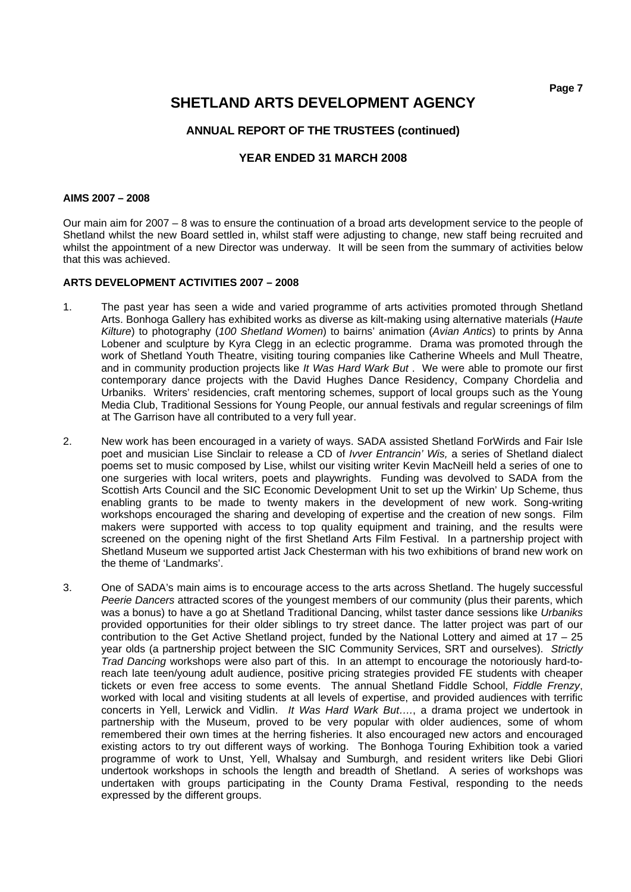# SHETLAND ARTS DEVELOPMENT AGENCY

## ANNUAL REPORT OF THE TRUSTEES (continued)

## YEAR ENDED 31 MARCH 2008

**AIMS 2007 – 2008**

Our main aim for 2007 – 8 was to ensure the continuation of a broad arts development service to the people of Shetland whilst the new Board settled in, whilst staff were adjusting to change, new staff being recruited and whilst the appointment of a new Director was underway. It will be seen from the summary of activities below that this was achieved.

**ARTS DEVELOPMENT ACTIVITIES 2007 – 2008**

1. The past year has seen a wide and varied programme of arts activities promoted through Shetland Arts. Bonhoga Gallery has exhibited works as diverse as kilt-making using alternative materials (*Haute Kilture*) to photography (*100 Shetland Women*) to bairns' animation (*Avian Antics*) to prints by Anna Lobener and sculpture by Kyra Clegg in an eclectic programme. Drama was promoted through the work of Shetland Youth Theatre, visiting touring companies like Catherine Wheels and Mull Theatre, and in community production projects like *It Was Hard Wark But* . We were able to promote our first contemporary dance projects with the David Hughes Dance Residency, Company Chordelia and Urbaniks. Writers' residencies, craft mentoring schemes, support of local groups such as the Young Media Club, Traditional Sessions for Young People, our annual festivals and regular screenings of film at The Garrison have all contributed to a very full year.

2. New work has been encouraged in a variety of ways. SADA assisted Shetland ForWirds and Fair Isle poet and musician Lise Sinclair to release a CD of *Ivver Entrancin' Wis,* a series of Shetland dialect poems set to music composed by Lise, whilst our visiting writer Kevin MacNeill held a series of one to one surgeries with local writers, poets and playwrights. Funding was devolved to SADA from the Scottish Arts Council and the SIC Economic Development Unit to set up the Wirkin' Up Scheme, thus enabling grants to be made to twenty makers in the development of new work. Song-writing workshops encouraged the sharing and developing of expertise and the creation of new songs. Film makers were supported with access to top quality equipment and training, and the results were screened on the opening night of the first Shetland Arts Film Festival. In a partnership project with Shetland Museum we supported artist Jack Chesterman with his two exhibitions of brand new work on the theme of 'Landmarks'.

3. One of SADA's main aims is to encourage access to the arts across Shetland. The hugely successful *Peerie Dancers* attracted scores of the youngest members of our community (plus their parents, which was a bonus) to have a go at Shetland Traditional Dancing, whilst taster dance sessions like *Urbaniks* provided opportunities for their older siblings to try street dance. The latter project was part of our contribution to the Get Active Shetland project, funded by the National Lottery and aimed at 17 – 25 year olds (a partnership project between the SIC Community Services, SRT and ourselves). *Strictly Trad Dancing* workshops were also part of this. In an attempt to encourage the notoriously hard-to-reach late teen/young adult audience, positive pricing strategies provided FE students with cheaper tickets or even free access to some events. The annual Shetland Fiddle School, *Fiddle Frenzy*, worked with local and visiting students at all levels of expertise, and provided audiences with terrific concerts in Yell, Lerwick and Vidlin. *It Was Hard Wark But….*, a drama project we undertook in partnership with the Museum, proved to be very popular with older audiences, some of whom remembered their own times at the herring fisheries. It also encouraged new actors and encouraged existing actors to try out different ways of working. The Bonhoga Touring Exhibition took a varied programme of work to Unst, Yell, Whalsay and Sumburgh, and resident writers like Debi Gliori undertook workshops in schools the length and breadth of Shetland. A series of workshops was undertaken with groups participating in the County Drama Festival, responding to the needs expressed by the different groups.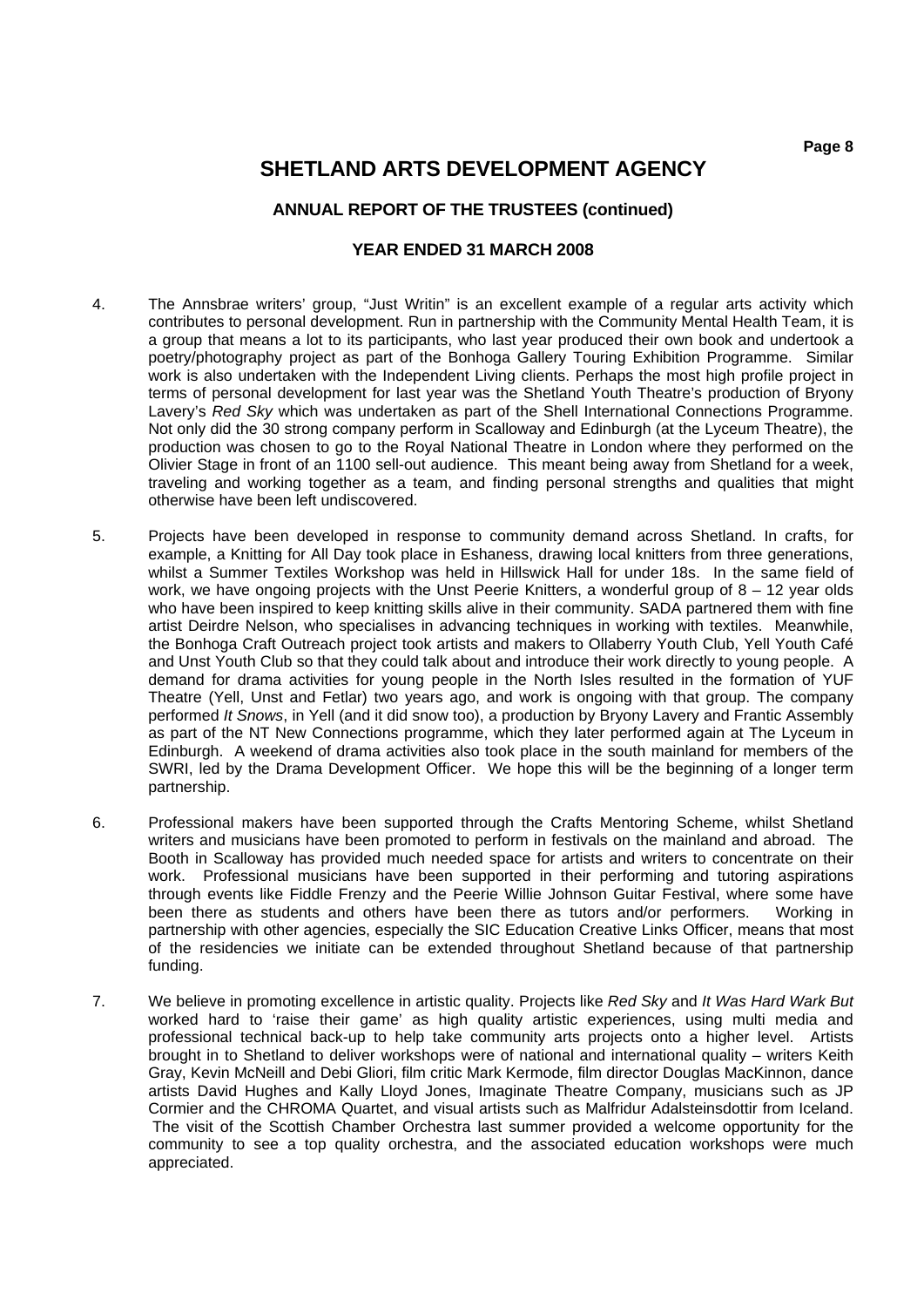# SHETLAND ARTS DEVELOPMENT AGENCY

## ANNUAL REPORT OF THE TRUSTEES (continued)

## YEAR ENDED 31 MARCH 2008

4. The Annsbrae writers' group, "Just Writin" is an excellent example of a regular arts activity which contributes to personal development. Run in partnership with the Community Mental Health Team, it is a group that means a lot to its participants, who last year produced their own book and undertook a poetry/photography project as part of the Bonhoga Gallery Touring Exhibition Programme. Similar work is also undertaken with the Independent Living clients. Perhaps the most high profile project in terms of personal development for last year was the Shetland Youth Theatre's production of Bryony Lavery's *Red Sky* which was undertaken as part of the Shell International Connections Programme. Not only did the 30 strong company perform in Scalloway and Edinburgh (at the Lyceum Theatre), the production was chosen to go to the Royal National Theatre in London where they performed on the Olivier Stage in front of an 1100 sell-out audience. This meant being away from Shetland for a week, traveling and working together as a team, and finding personal strengths and qualities that might otherwise have been left undiscovered.

5. Projects have been developed in response to community demand across Shetland. In crafts, for example, a Knitting for All Day took place in Eshaness, drawing local knitters from three generations, whilst a Summer Textiles Workshop was held in Hillswick Hall for under 18s. In the same field of work, we have ongoing projects with the Unst Peerie Knitters, a wonderful group of 8 – 12 year olds who have been inspired to keep knitting skills alive in their community. SADA partnered them with fine artist Deirdre Nelson, who specialises in advancing techniques in working with textiles. Meanwhile, the Bonhoga Craft Outreach project took artists and makers to Ollaberry Youth Club, Yell Youth Café and Unst Youth Club so that they could talk about and introduce their work directly to young people. A demand for drama activities for young people in the North Isles resulted in the formation of YUF Theatre (Yell, Unst and Fetlar) two years ago, and work is ongoing with that group. The company performed *It Snows*, in Yell (and it did snow too), a production by Bryony Lavery and Frantic Assembly as part of the NT New Connections programme, which they later performed again at The Lyceum in Edinburgh. A weekend of drama activities also took place in the south mainland for members of the SWRI, led by the Drama Development Officer. We hope this will be the beginning of a longer term partnership.

6. Professional makers have been supported through the Crafts Mentoring Scheme, whilst Shetland writers and musicians have been promoted to perform in festivals on the mainland and abroad. The Booth in Scalloway has provided much needed space for artists and writers to concentrate on their work. Professional musicians have been supported in their performing and tutoring aspirations through events like Fiddle Frenzy and the Peerie Willie Johnson Guitar Festival, where some have been there as students and others have been there as tutors and/or performers. Working in partnership with other agencies, especially the SIC Education Creative Links Officer, means that most of the residencies we initiate can be extended throughout Shetland because of that partnership funding.

7. We believe in promoting excellence in artistic quality. Projects like *Red Sky* and *It Was Hard Wark But* worked hard to 'raise their game' as high quality artistic experiences, using multi media and professional technical back-up to help take community arts projects onto a higher level. Artists brought in to Shetland to deliver workshops were of national and international quality – writers Keith Gray, Kevin McNeill and Debi Gliori, film critic Mark Kermode, film director Douglas MacKinnon, dance artists David Hughes and Kally Lloyd Jones, Imaginate Theatre Company, musicians such as JP Cormier and the CHROMA Quartet, and visual artists such as Malfridur Adalsteinsdottir from Iceland. The visit of the Scottish Chamber Orchestra last summer provided a welcome opportunity for the community to see a top quality orchestra, and the associated education workshops were much appreciated.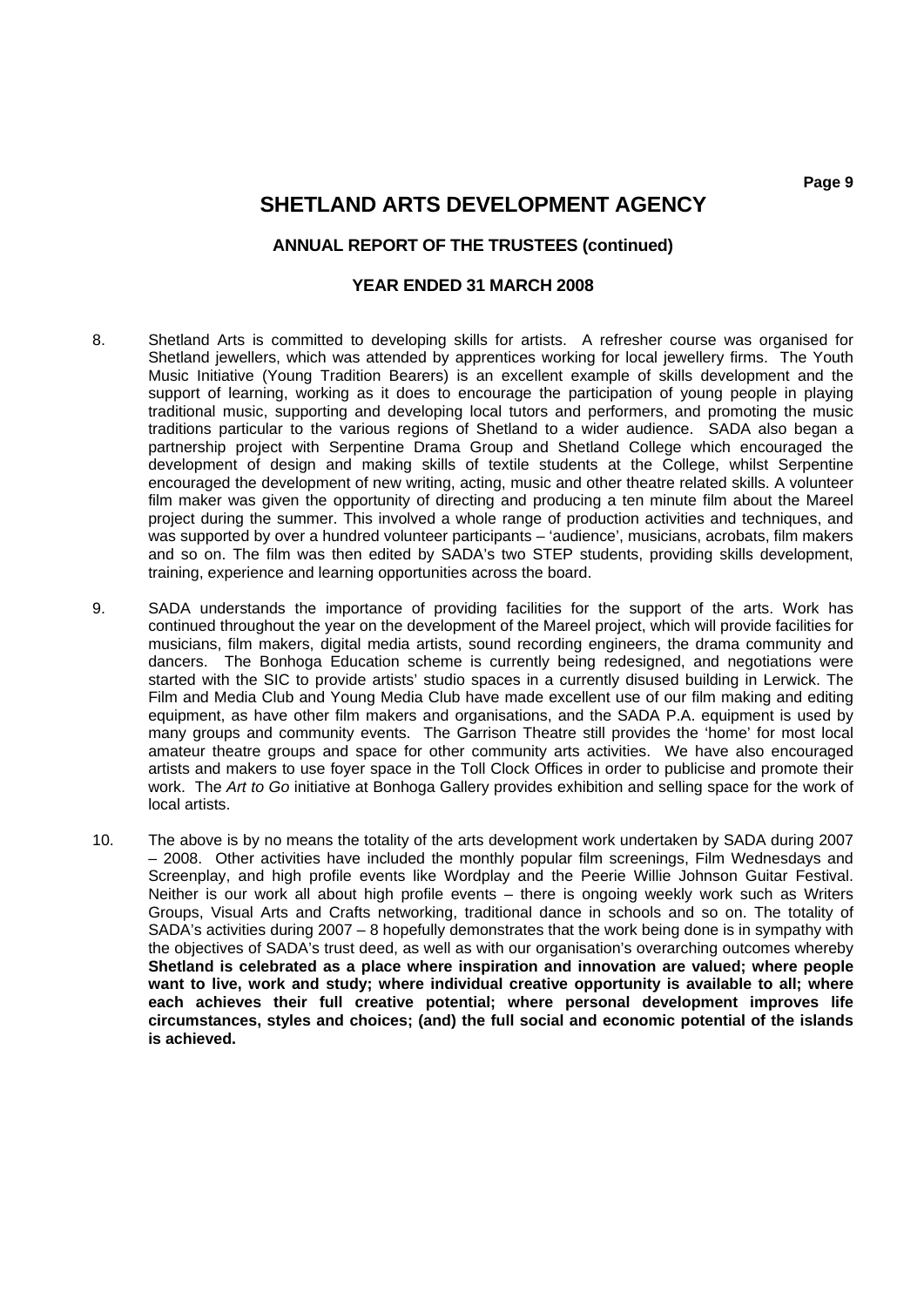# SHETLAND ARTS DEVELOPMENT AGENCY

### ANNUAL REPORT OF THE TRUSTEES (continued)

### YEAR ENDED 31 MARCH 2008

8. Shetland Arts is committed to developing skills for artists. A refresher course was organised for Shetland jewellers, which was attended by apprentices working for local jewellery firms. The Youth Music Initiative (Young Tradition Bearers) is an excellent example of skills development and the support of learning, working as it does to encourage the participation of young people in playing traditional music, supporting and developing local tutors and performers, and promoting the music traditions particular to the various regions of Shetland to a wider audience. SADA also began a partnership project with Serpentine Drama Group and Shetland College which encouraged the development of design and making skills of textile students at the College, whilst Serpentine encouraged the development of new writing, acting, music and other theatre related skills. A volunteer film maker was given the opportunity of directing and producing a ten minute film about the Mareel project during the summer. This involved a whole range of production activities and techniques, and was supported by over a hundred volunteer participants – 'audience', musicians, acrobats, film makers and so on. The film was then edited by SADA's two STEP students, providing skills development, training, experience and learning opportunities across the board.

9. SADA understands the importance of providing facilities for the support of the arts. Work has continued throughout the year on the development of the Mareel project, which will provide facilities for musicians, film makers, digital media artists, sound recording engineers, the drama community and dancers. The Bonhoga Education scheme is currently being redesigned, and negotiations were started with the SIC to provide artists' studio spaces in a currently disused building in Lerwick. The Film and Media Club and Young Media Club have made excellent use of our film making and editing equipment, as have other film makers and organisations, and the SADA P.A. equipment is used by many groups and community events. The Garrison Theatre still provides the 'home' for most local amateur theatre groups and space for other community arts activities. We have also encouraged artists and makers to use foyer space in the Toll Clock Offices in order to publicise and promote their work. The *Art to Go* initiative at Bonhoga Gallery provides exhibition and selling space for the work of local artists.

10. The above is by no means the totality of the arts development work undertaken by SADA during 2007 – 2008. Other activities have included the monthly popular film screenings, Film Wednesdays and Screenplay, and high profile events like Wordplay and the Peerie Willie Johnson Guitar Festival. Neither is our work all about high profile events – there is ongoing weekly work such as Writers Groups, Visual Arts and Crafts networking, traditional dance in schools and so on. The totality of SADA's activities during 2007 – 8 hopefully demonstrates that the work being done is in sympathy with the objectives of SADA's trust deed, as well as with our organisation's overarching outcomes whereby **Shetland is celebrated as a place where inspiration and innovation are valued; where people want to live, work and study; where individual creative opportunity is available to all; where each achieves their full creative potential; where personal development improves life circumstances, styles and choices; (and) the full social and economic potential of the islands is achieved.**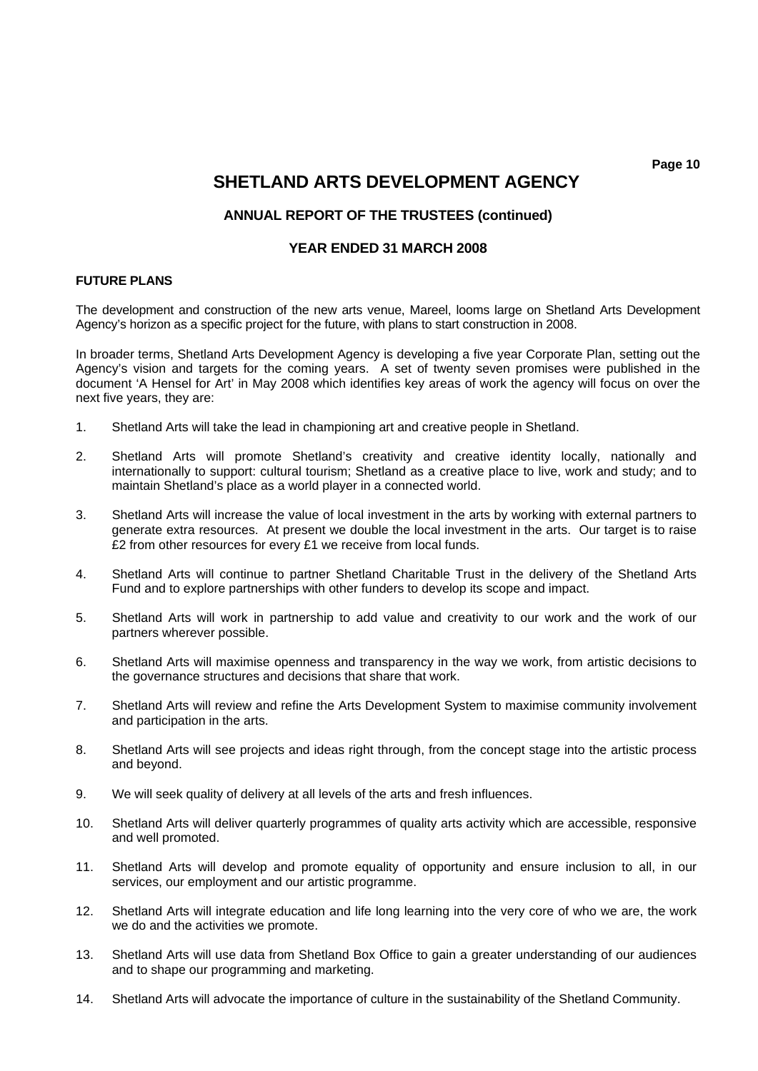# SHETLAND ARTS DEVELOPMENT AGENCY

## ANNUAL REPORT OF THE TRUSTEES (continued)

## YEAR ENDED 31 MARCH 2008

**FUTURE PLANS**

The development and construction of the new arts venue, Mareel, looms large on Shetland Arts Development Agency's horizon as a specific project for the future, with plans to start construction in 2008.

In broader terms, Shetland Arts Development Agency is developing a five year Corporate Plan, setting out the Agency's vision and targets for the coming years. A set of twenty seven promises were published in the document 'A Hensel for Art' in May 2008 which identifies key areas of work the agency will focus on over the next five years, they are:

1. Shetland Arts will take the lead in championing art and creative people in Shetland.

2. Shetland Arts will promote Shetland's creativity and creative identity locally, nationally and internationally to support: cultural tourism; Shetland as a creative place to live, work and study; and to maintain Shetland's place as a world player in a connected world.

3. Shetland Arts will increase the value of local investment in the arts by working with external partners to generate extra resources. At present we double the local investment in the arts. Our target is to raise £2 from other resources for every £1 we receive from local funds.

4. Shetland Arts will continue to partner Shetland Charitable Trust in the delivery of the Shetland Arts Fund and to explore partnerships with other funders to develop its scope and impact.

5. Shetland Arts will work in partnership to add value and creativity to our work and the work of our partners wherever possible.

6. Shetland Arts will maximise openness and transparency in the way we work, from artistic decisions to the governance structures and decisions that share that work.

7. Shetland Arts will review and refine the Arts Development System to maximise community involvement and participation in the arts.

8. Shetland Arts will see projects and ideas right through, from the concept stage into the artistic process and beyond.

9. We will seek quality of delivery at all levels of the arts and fresh influences.

10. Shetland Arts will deliver quarterly programmes of quality arts activity which are accessible, responsive and well promoted.

11. Shetland Arts will develop and promote equality of opportunity and ensure inclusion to all, in our services, our employment and our artistic programme.

12. Shetland Arts will integrate education and life long learning into the very core of who we are, the work we do and the activities we promote.

13. Shetland Arts will use data from Shetland Box Office to gain a greater understanding of our audiences and to shape our programming and marketing.

14. Shetland Arts will advocate the importance of culture in the sustainability of the Shetland Community.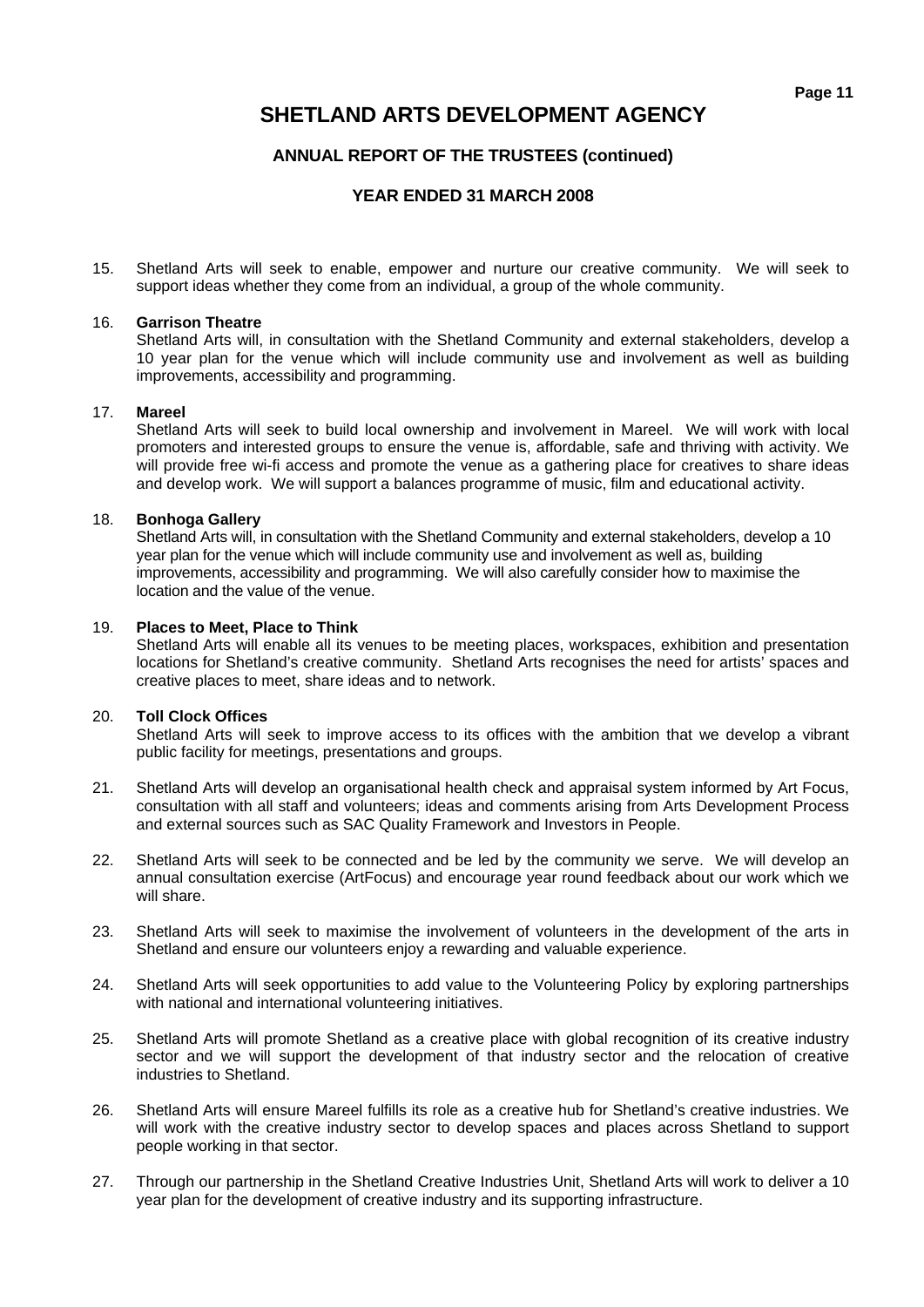# SHETLAND ARTS DEVELOPMENT AGENCY

## ANNUAL REPORT OF THE TRUSTEES (continued)

## YEAR ENDED 31 MARCH 2008

15. Shetland Arts will seek to enable, empower and nurture our creative community. We will seek to support ideas whether they come from an individual, a group of the whole community.

16. **Garrison Theatre**
    Shetland Arts will, in consultation with the Shetland Community and external stakeholders, develop a 10 year plan for the venue which will include community use and involvement as well as building improvements, accessibility and programming.

17. **Mareel**
    Shetland Arts will seek to build local ownership and involvement in Mareel. We will work with local promoters and interested groups to ensure the venue is, affordable, safe and thriving with activity. We will provide free wi-fi access and promote the venue as a gathering place for creatives to share ideas and develop work. We will support a balances programme of music, film and educational activity.

18. **Bonhoga Gallery**
    Shetland Arts will, in consultation with the Shetland Community and external stakeholders, develop a 10 year plan for the venue which will include community use and involvement as well as, building improvements, accessibility and programming. We will also carefully consider how to maximise the location and the value of the venue.

19. **Places to Meet, Place to Think**
    Shetland Arts will enable all its venues to be meeting places, workspaces, exhibition and presentation locations for Shetland's creative community. Shetland Arts recognises the need for artists' spaces and creative places to meet, share ideas and to network.

20. **Toll Clock Offices**
    Shetland Arts will seek to improve access to its offices with the ambition that we develop a vibrant public facility for meetings, presentations and groups.

21. Shetland Arts will develop an organisational health check and appraisal system informed by Art Focus, consultation with all staff and volunteers; ideas and comments arising from Arts Development Process and external sources such as SAC Quality Framework and Investors in People.

22. Shetland Arts will seek to be connected and be led by the community we serve. We will develop an annual consultation exercise (ArtFocus) and encourage year round feedback about our work which we will share.

23. Shetland Arts will seek to maximise the involvement of volunteers in the development of the arts in Shetland and ensure our volunteers enjoy a rewarding and valuable experience.

24. Shetland Arts will seek opportunities to add value to the Volunteering Policy by exploring partnerships with national and international volunteering initiatives.

25. Shetland Arts will promote Shetland as a creative place with global recognition of its creative industry sector and we will support the development of that industry sector and the relocation of creative industries to Shetland.

26. Shetland Arts will ensure Mareel fulfills its role as a creative hub for Shetland's creative industries. We will work with the creative industry sector to develop spaces and places across Shetland to support people working in that sector.

27. Through our partnership in the Shetland Creative Industries Unit, Shetland Arts will work to deliver a 10 year plan for the development of creative industry and its supporting infrastructure.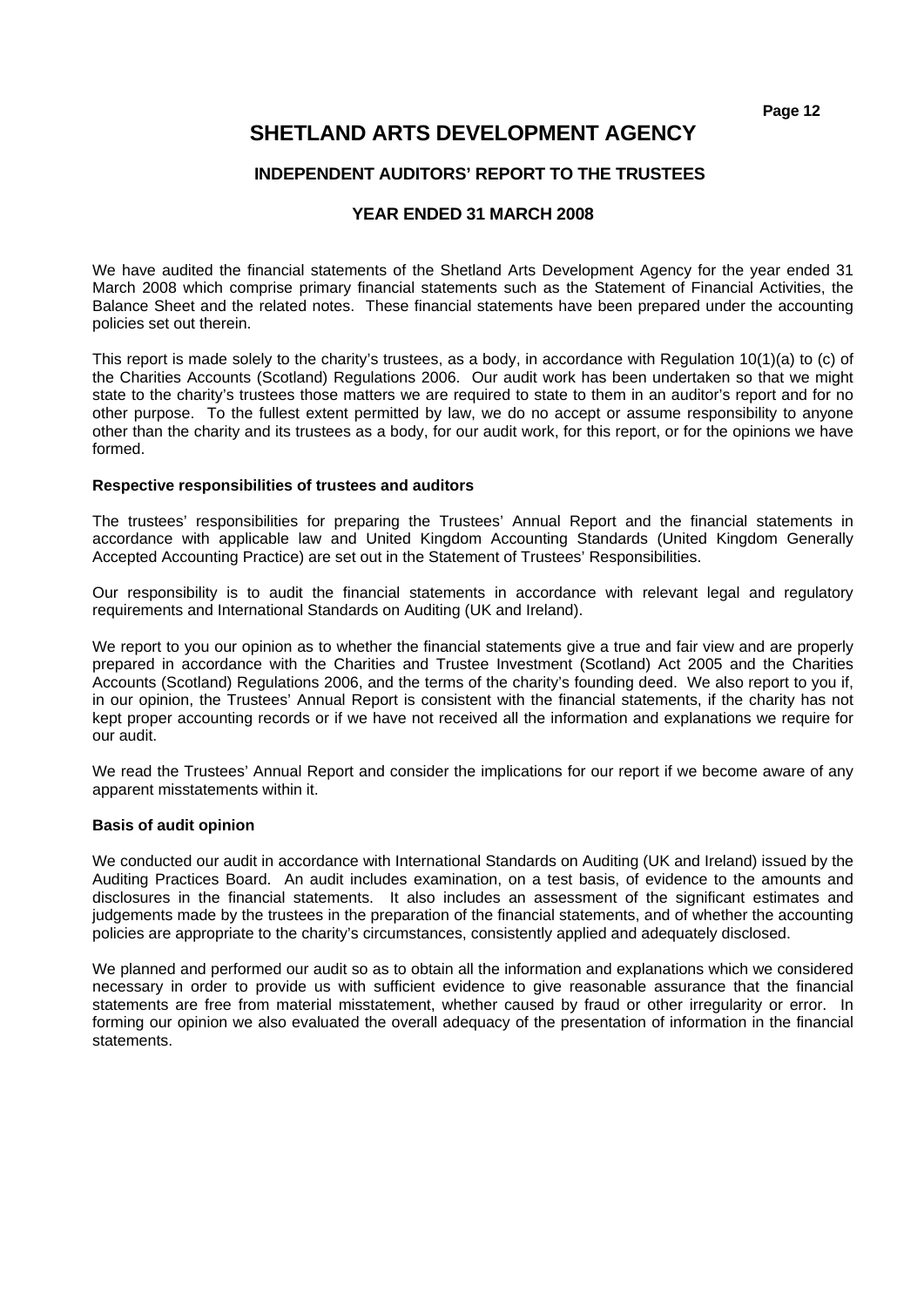# SHETLAND ARTS DEVELOPMENT AGENCY

## INDEPENDENT AUDITORS' REPORT TO THE TRUSTEES

## YEAR ENDED 31 MARCH 2008

We have audited the financial statements of the Shetland Arts Development Agency for the year ended 31 March 2008 which comprise primary financial statements such as the Statement of Financial Activities, the Balance Sheet and the related notes. These financial statements have been prepared under the accounting policies set out therein.

This report is made solely to the charity's trustees, as a body, in accordance with Regulation 10(1)(a) to (c) of the Charities Accounts (Scotland) Regulations 2006. Our audit work has been undertaken so that we might state to the charity's trustees those matters we are required to state to them in an auditor's report and for no other purpose. To the fullest extent permitted by law, we do no accept or assume responsibility to anyone other than the charity and its trustees as a body, for our audit work, for this report, or for the opinions we have formed.

**Respective responsibilities of trustees and auditors**

The trustees' responsibilities for preparing the Trustees' Annual Report and the financial statements in accordance with applicable law and United Kingdom Accounting Standards (United Kingdom Generally Accepted Accounting Practice) are set out in the Statement of Trustees' Responsibilities.

Our responsibility is to audit the financial statements in accordance with relevant legal and regulatory requirements and International Standards on Auditing (UK and Ireland).

We report to you our opinion as to whether the financial statements give a true and fair view and are properly prepared in accordance with the Charities and Trustee Investment (Scotland) Act 2005 and the Charities Accounts (Scotland) Regulations 2006, and the terms of the charity's founding deed. We also report to you if, in our opinion, the Trustees' Annual Report is consistent with the financial statements, if the charity has not kept proper accounting records or if we have not received all the information and explanations we require for our audit.

We read the Trustees' Annual Report and consider the implications for our report if we become aware of any apparent misstatements within it.

**Basis of audit opinion**

We conducted our audit in accordance with International Standards on Auditing (UK and Ireland) issued by the Auditing Practices Board. An audit includes examination, on a test basis, of evidence to the amounts and disclosures in the financial statements. It also includes an assessment of the significant estimates and judgements made by the trustees in the preparation of the financial statements, and of whether the accounting policies are appropriate to the charity's circumstances, consistently applied and adequately disclosed.

We planned and performed our audit so as to obtain all the information and explanations which we considered necessary in order to provide us with sufficient evidence to give reasonable assurance that the financial statements are free from material misstatement, whether caused by fraud or other irregularity or error. In forming our opinion we also evaluated the overall adequacy of the presentation of information in the financial statements.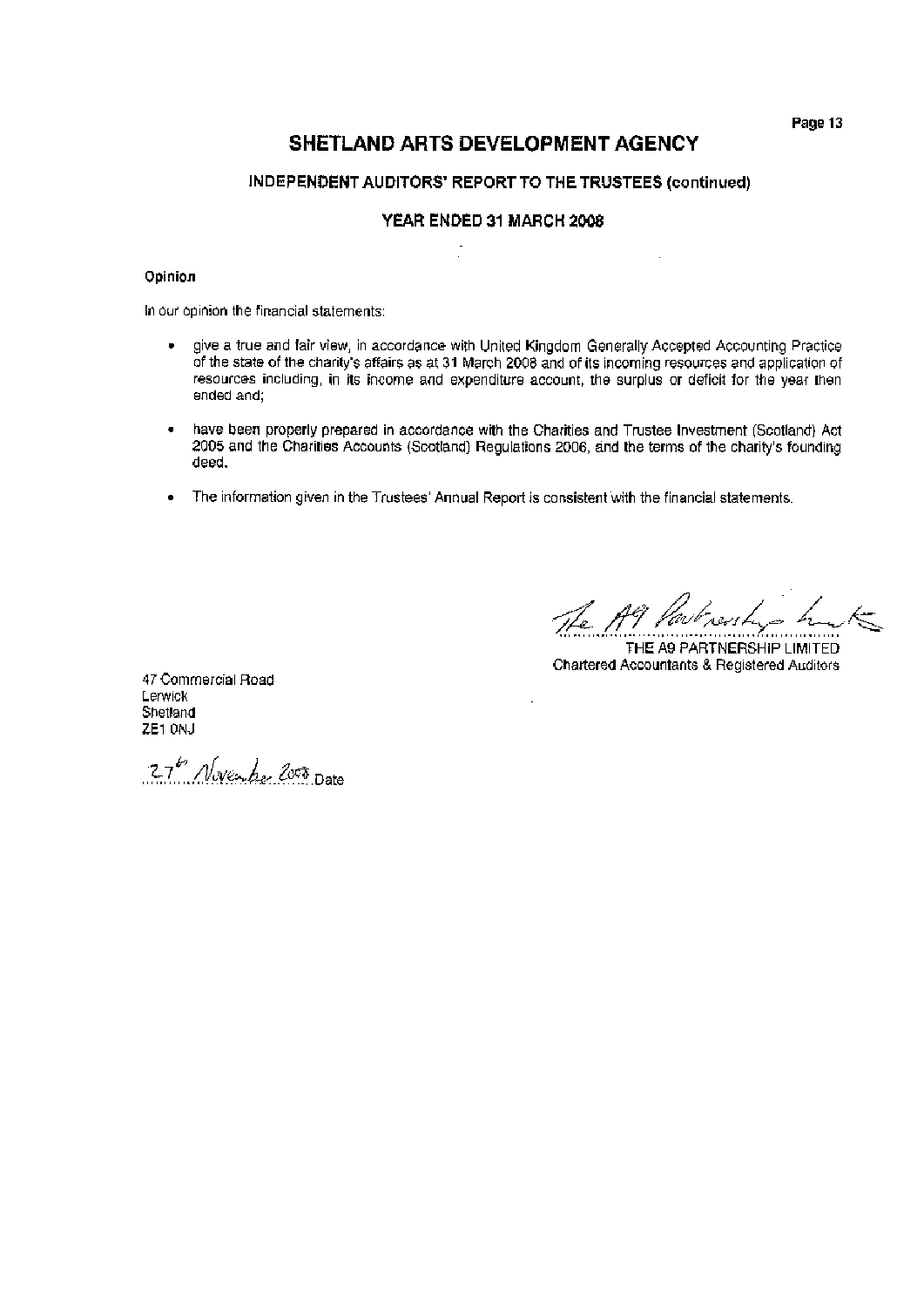# SHETLAND ARTS DEVELOPMENT AGENCY

## INDEPENDENT AUDITORS' REPORT TO THE TRUSTEES (continued)

## YEAR ENDED 31 MARCH 2008

**Opinion**

In our opinion the financial statements:

- give a true and fair view, in accordance with United Kingdom Generally Accepted Accounting Practice of the state of the charity's affairs as at 31 March 2008 and of its incoming resources and application of resources including, in its income and expenditure account, the surplus or deficit for the year then ended and;

- have been properly prepared in accordance with the Charities and Trustee Investment (Scotland) Act 2005 and the Charities Accounts (Scotland) Regulations 2006, and the terms of the charity's founding deed.

- The information given in the Trustees' Annual Report is consistent with the financial statements.

The A9 Partnership Ltd

THE A9 PARTNERSHIP LIMITED
Chartered Accountants & Registered Auditors

47 Commercial Road
Lerwick
Shetland
ZE1 0NJ

27th November 2008 Date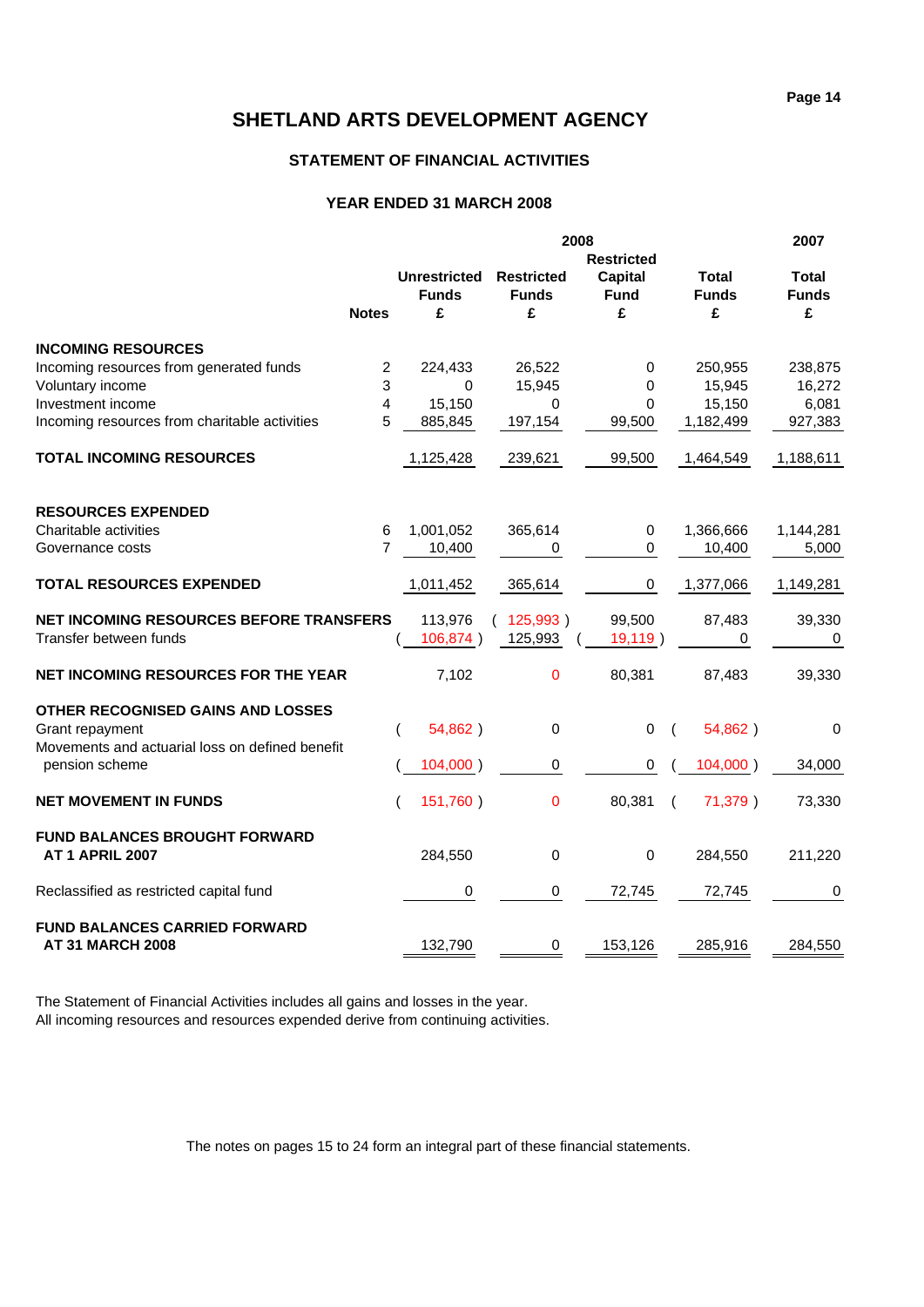# SHETLAND ARTS DEVELOPMENT AGENCY

## STATEMENT OF FINANCIAL ACTIVITIES

### YEAR ENDED 31 MARCH 2008

| | Notes | 2008 Unrestricted Funds £ | 2008 Restricted Funds £ | 2008 Restricted Capital Fund £ | 2008 Total Funds £ | 2007 Total Funds £ |
|---|---|---|---|---|---|---|
| **INCOMING RESOURCES** | | | | | | |
| Incoming resources from generated funds | 2 | 224,433 | 26,522 | 0 | 250,955 | 238,875 |
| Voluntary income | 3 | 0 | 15,945 | 0 | 15,945 | 16,272 |
| Investment income | 4 | 15,150 | 0 | 0 | 15,150 | 6,081 |
| Incoming resources from charitable activities | 5 | 885,845 | 197,154 | 99,500 | 1,182,499 | 927,383 |
| **TOTAL INCOMING RESOURCES** | | 1,125,428 | 239,621 | 99,500 | 1,464,549 | 1,188,611 |
| **RESOURCES EXPENDED** | | | | | | |
| Charitable activities | 6 | 1,001,052 | 365,614 | 0 | 1,366,666 | 1,144,281 |
| Governance costs | 7 | 10,400 | 0 | 0 | 10,400 | 5,000 |
| **TOTAL RESOURCES EXPENDED** | | 1,011,452 | 365,614 | 0 | 1,377,066 | 1,149,281 |
| **NET INCOMING RESOURCES BEFORE TRANSFERS** | | 113,976 | ( 125,993 ) | 99,500 | 87,483 | 39,330 |
| Transfer between funds | | ( 106,874 ) | 125,993 | ( 19,119 ) | 0 | 0 |
| **NET INCOMING RESOURCES FOR THE YEAR** | | 7,102 | 0 | 80,381 | 87,483 | 39,330 |
| **OTHER RECOGNISED GAINS AND LOSSES** | | | | | | |
| Grant repayment | | ( 54,862 ) | 0 | 0 | ( 54,862 ) | 0 |
| Movements and actuarial loss on defined benefit pension scheme | | ( 104,000 ) | 0 | 0 | ( 104,000 ) | 34,000 |
| **NET MOVEMENT IN FUNDS** | | ( 151,760 ) | 0 | 80,381 | ( 71,379 ) | 73,330 |
| **FUND BALANCES BROUGHT FORWARD AT 1 APRIL 2007** | | 284,550 | 0 | 0 | 284,550 | 211,220 |
| Reclassified as restricted capital fund | | 0 | 0 | 72,745 | 72,745 | 0 |
| **FUND BALANCES CARRIED FORWARD AT 31 MARCH 2008** | | 132,790 | 0 | 153,126 | 285,916 | 284,550 |

The Statement of Financial Activities includes all gains and losses in the year.
All incoming resources and resources expended derive from continuing activities.

The notes on pages 15 to 24 form an integral part of these financial statements.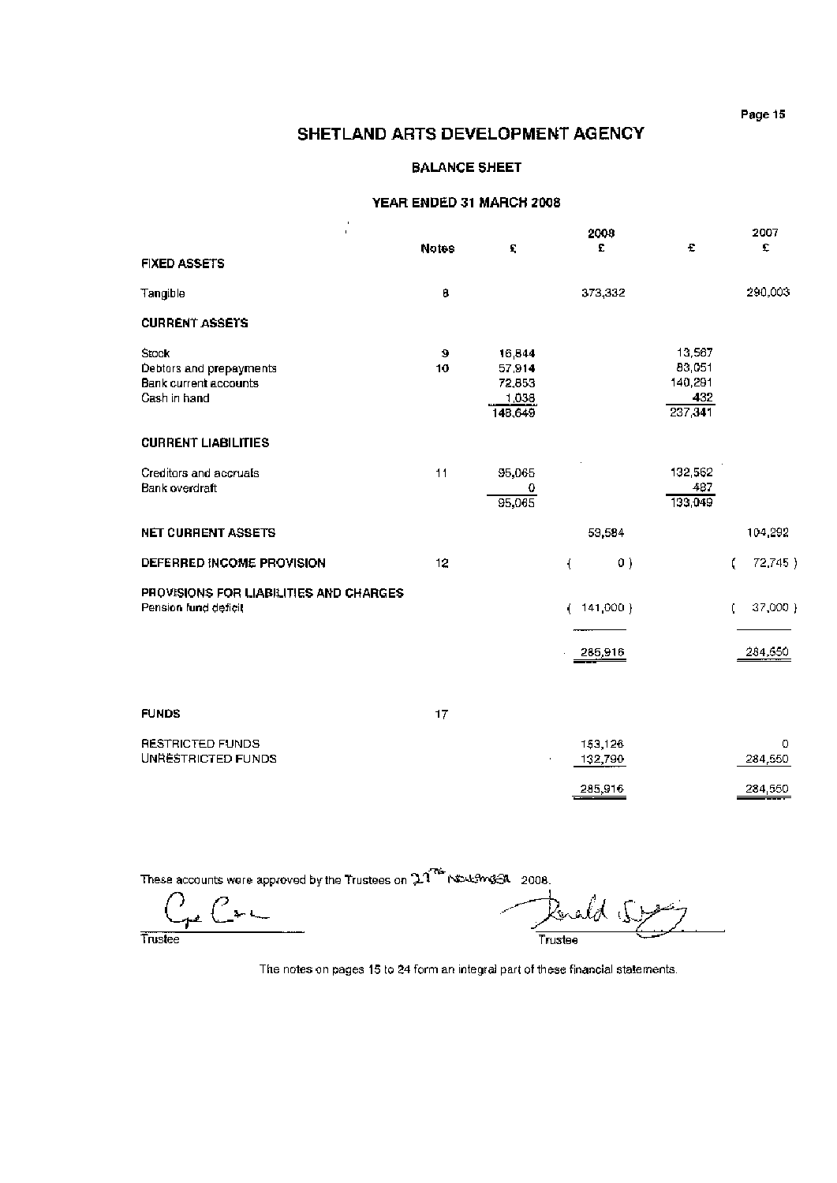# SHETLAND ARTS DEVELOPMENT AGENCY

## BALANCE SHEET

### YEAR ENDED 31 MARCH 2008

| | Notes | £ | 2008 £ | £ | 2007 £ |
|---|---|---|---|---|---|
| **FIXED ASSETS** | | | | | |
| Tangible | 8 | | 373,332 | | 290,003 |
| **CURRENT ASSETS** | | | | | |
| Stock | 9 | 16,844 | | 13,567 | |
| Debtors and prepayments | 10 | 57,914 | | 83,051 | |
| Bank current accounts | | 72,853 | | 140,291 | |
| Cash in hand | | 1,038 | | 432 | |
| | | 148,649 | | 237,341 | |
| **CURRENT LIABILITIES** | | | | | |
| Creditors and accruals | 11 | 95,065 | | 132,562 | |
| Bank overdraft | | 0 | | 487 | |
| | | 95,065 | | 133,049 | |
| **NET CURRENT ASSETS** | | | 53,584 | | 104,292 |
| **DEFERRED INCOME PROVISION** | 12 | | ( 0 ) | | ( 72,745 ) |
| **PROVISIONS FOR LIABILITIES AND CHARGES** | | | | | |
| Pension fund deficit | | | ( 141,000 ) | | ( 37,000 ) |
| | | | 285,916 | | 284,550 |
| **FUNDS** | 17 | | | | |
| RESTRICTED FUNDS | | | 153,126 | | 0 |
| UNRESTRICTED FUNDS | | | 132,790 | | 284,550 |
| | | | 285,916 | | 284,550 |

These accounts were approved by the Trustees on 27th November 2008.

Trustee

Trustee

The notes on pages 15 to 24 form an integral part of these financial statements.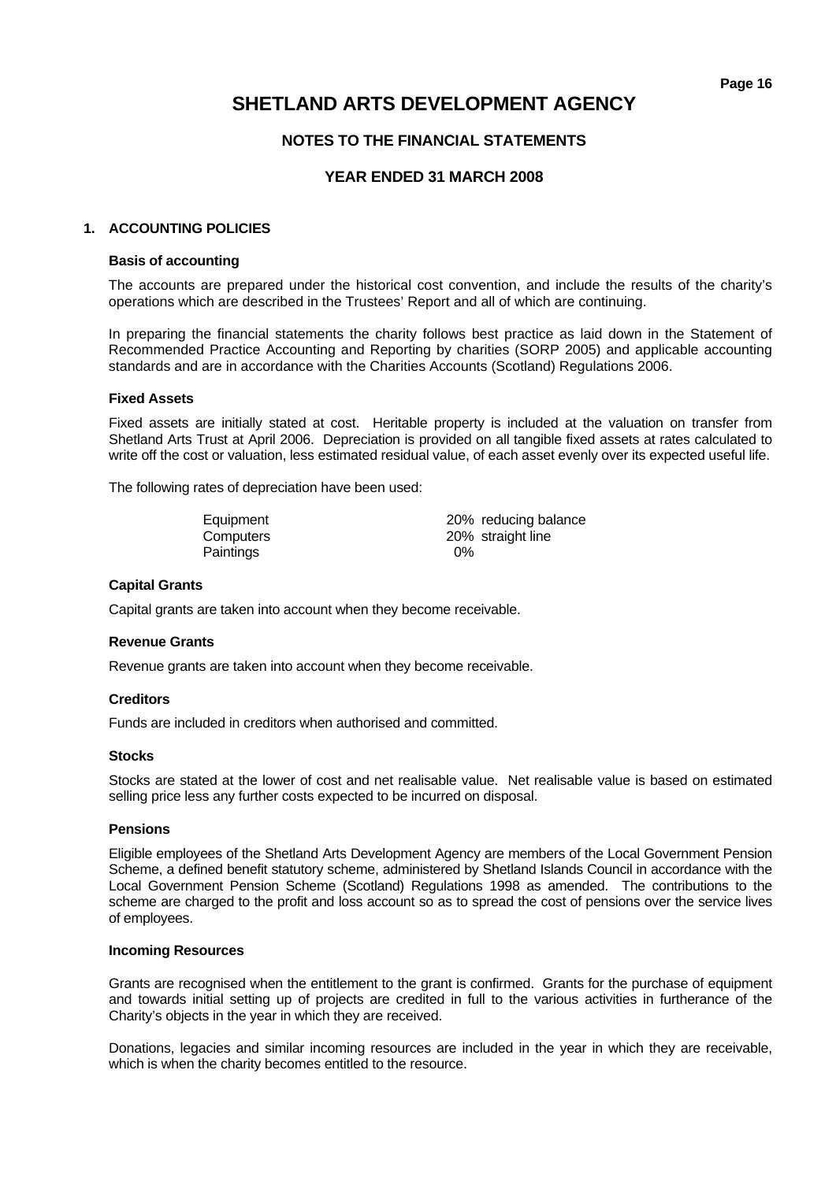# SHETLAND ARTS DEVELOPMENT AGENCY

## NOTES TO THE FINANCIAL STATEMENTS

## YEAR ENDED 31 MARCH 2008

### 1. ACCOUNTING POLICIES

**Basis of accounting**

The accounts are prepared under the historical cost convention, and include the results of the charity's operations which are described in the Trustees' Report and all of which are continuing.

In preparing the financial statements the charity follows best practice as laid down in the Statement of Recommended Practice Accounting and Reporting by charities (SORP 2005) and applicable accounting standards and are in accordance with the Charities Accounts (Scotland) Regulations 2006.

**Fixed Assets**

Fixed assets are initially stated at cost. Heritable property is included at the valuation on transfer from Shetland Arts Trust at April 2006. Depreciation is provided on all tangible fixed assets at rates calculated to write off the cost or valuation, less estimated residual value, of each asset evenly over its expected useful life.

The following rates of depreciation have been used:

| | |
|---|---|
| Equipment | 20% reducing balance |
| Computers | 20% straight line |
| Paintings | 0% |

**Capital Grants**

Capital grants are taken into account when they become receivable.

**Revenue Grants**

Revenue grants are taken into account when they become receivable.

**Creditors**

Funds are included in creditors when authorised and committed.

**Stocks**

Stocks are stated at the lower of cost and net realisable value. Net realisable value is based on estimated selling price less any further costs expected to be incurred on disposal.

**Pensions**

Eligible employees of the Shetland Arts Development Agency are members of the Local Government Pension Scheme, a defined benefit statutory scheme, administered by Shetland Islands Council in accordance with the Local Government Pension Scheme (Scotland) Regulations 1998 as amended. The contributions to the scheme are charged to the profit and loss account so as to spread the cost of pensions over the service lives of employees.

**Incoming Resources**

Grants are recognised when the entitlement to the grant is confirmed. Grants for the purchase of equipment and towards initial setting up of projects are credited in full to the various activities in furtherance of the Charity's objects in the year in which they are received.

Donations, legacies and similar incoming resources are included in the year in which they are receivable, which is when the charity becomes entitled to the resource.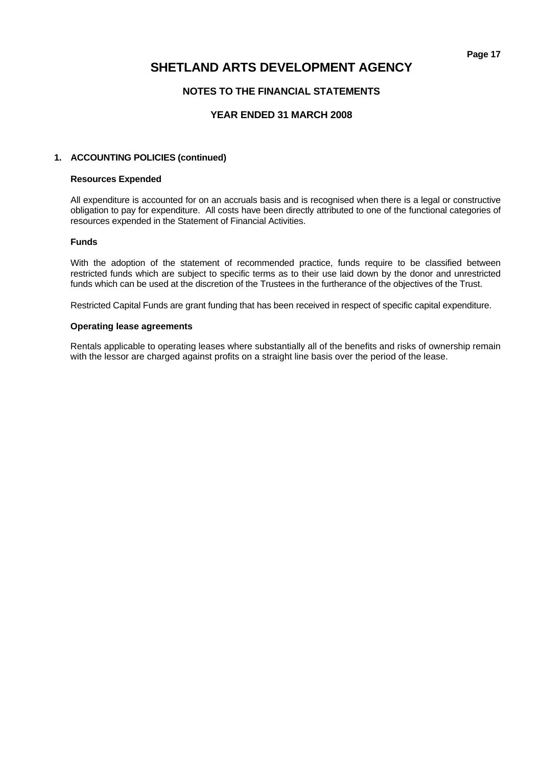# SHETLAND ARTS DEVELOPMENT AGENCY

## NOTES TO THE FINANCIAL STATEMENTS

## YEAR ENDED 31 MARCH 2008

### 1. ACCOUNTING POLICIES (continued)

**Resources Expended**

All expenditure is accounted for on an accruals basis and is recognised when there is a legal or constructive obligation to pay for expenditure. All costs have been directly attributed to one of the functional categories of resources expended in the Statement of Financial Activities.

**Funds**

With the adoption of the statement of recommended practice, funds require to be classified between restricted funds which are subject to specific terms as to their use laid down by the donor and unrestricted funds which can be used at the discretion of the Trustees in the furtherance of the objectives of the Trust.

Restricted Capital Funds are grant funding that has been received in respect of specific capital expenditure.

**Operating lease agreements**

Rentals applicable to operating leases where substantially all of the benefits and risks of ownership remain with the lessor are charged against profits on a straight line basis over the period of the lease.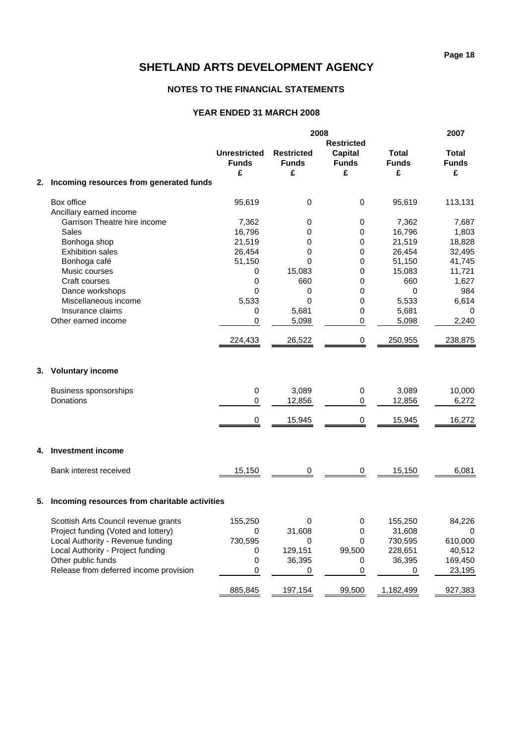# SHETLAND ARTS DEVELOPMENT AGENCY

## NOTES TO THE FINANCIAL STATEMENTS

## YEAR ENDED 31 MARCH 2008

| | 2008 | | | | 2007 |
|---|---|---|---|---|---|
| | Unrestricted Funds £ | Restricted Funds £ | Restricted Capital Funds £ | Total Funds £ | Total Funds £ |
| **2. Incoming resources from generated funds** | | | | | |
| Box office | 95,619 | 0 | 0 | 95,619 | 113,131 |
| Ancillary earned income | | | | | |
| Garrison Theatre hire income | 7,362 | 0 | 0 | 7,362 | 7,687 |
| Sales | 16,796 | 0 | 0 | 16,796 | 1,803 |
| Bonhoga shop | 21,519 | 0 | 0 | 21,519 | 18,828 |
| Exhibition sales | 26,454 | 0 | 0 | 26,454 | 32,495 |
| Bonhoga café | 51,150 | 0 | 0 | 51,150 | 41,745 |
| Music courses | 0 | 15,083 | 0 | 15,083 | 11,721 |
| Craft courses | 0 | 660 | 0 | 660 | 1,627 |
| Dance workshops | 0 | 0 | 0 | 0 | 984 |
| Miscellaneous income | 5,533 | 0 | 0 | 5,533 | 6,614 |
| Insurance claims | 0 | 5,681 | 0 | 5,681 | 0 |
| Other earned income | 0 | 5,098 | 0 | 5,098 | 2,240 |
| | 224,433 | 26,522 | 0 | 250,955 | 238,875 |
| **3. Voluntary income** | | | | | |
| Business sponsorships | 0 | 3,089 | 0 | 3,089 | 10,000 |
| Donations | 0 | 12,856 | 0 | 12,856 | 6,272 |
| | 0 | 15,945 | 0 | 15,945 | 16,272 |
| **4. Investment income** | | | | | |
| Bank interest received | 15,150 | 0 | 0 | 15,150 | 6,081 |
| **5. Incoming resources from charitable activities** | | | | | |
| Scottish Arts Council revenue grants | 155,250 | 0 | 0 | 155,250 | 84,226 |
| Project funding (Voted and lottery) | 0 | 31,608 | 0 | 31,608 | 0 |
| Local Authority - Revenue funding | 730,595 | 0 | 0 | 730,595 | 610,000 |
| Local Authority - Project funding | 0 | 129,151 | 99,500 | 228,651 | 40,512 |
| Other public funds | 0 | 36,395 | 0 | 36,395 | 169,450 |
| Release from deferred income provision | 0 | 0 | 0 | 0 | 23,195 |
| | 885,845 | 197,154 | 99,500 | 1,182,499 | 927,383 |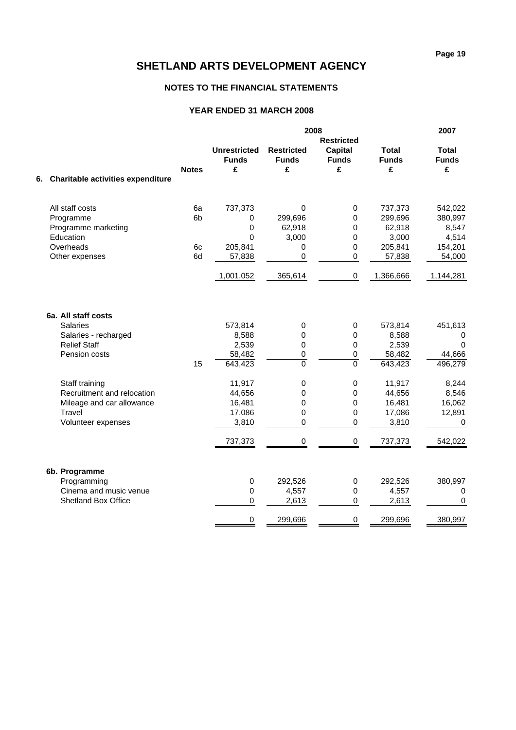# SHETLAND ARTS DEVELOPMENT AGENCY

## NOTES TO THE FINANCIAL STATEMENTS

### YEAR ENDED 31 MARCH 2008

| | Notes | 2008 | | | | 2007 |
|---|---|---|---|---|---|---|
| | | Unrestricted Funds £ | Restricted Funds £ | Restricted Capital Funds £ | Total Funds £ | Total Funds £ |
| **6. Charitable activities expenditure** | | | | | | |
| All staff costs | 6a | 737,373 | 0 | 0 | 737,373 | 542,022 |
| Programme | 6b | 0 | 299,696 | 0 | 299,696 | 380,997 |
| Programme marketing | | 0 | 62,918 | 0 | 62,918 | 8,547 |
| Education | | 0 | 3,000 | 0 | 3,000 | 4,514 |
| Overheads | 6c | 205,841 | 0 | 0 | 205,841 | 154,201 |
| Other expenses | 6d | 57,838 | 0 | 0 | 57,838 | 54,000 |
| | | 1,001,052 | 365,614 | 0 | 1,366,666 | 1,144,281 |
| **6a. All staff costs** | | | | | | |
| Salaries | | 573,814 | 0 | 0 | 573,814 | 451,613 |
| Salaries - recharged | | 8,588 | 0 | 0 | 8,588 | 0 |
| Relief Staff | | 2,539 | 0 | 0 | 2,539 | 0 |
| Pension costs | | 58,482 | 0 | 0 | 58,482 | 44,666 |
| | 15 | 643,423 | 0 | 0 | 643,423 | 496,279 |
| Staff training | | 11,917 | 0 | 0 | 11,917 | 8,244 |
| Recruitment and relocation | | 44,656 | 0 | 0 | 44,656 | 8,546 |
| Mileage and car allowance | | 16,481 | 0 | 0 | 16,481 | 16,062 |
| Travel | | 17,086 | 0 | 0 | 17,086 | 12,891 |
| Volunteer expenses | | 3,810 | 0 | 0 | 3,810 | 0 |
| | | 737,373 | 0 | 0 | 737,373 | 542,022 |
| **6b. Programme** | | | | | | |
| Programming | | 0 | 292,526 | 0 | 292,526 | 380,997 |
| Cinema and music venue | | 0 | 4,557 | 0 | 4,557 | 0 |
| Shetland Box Office | | 0 | 2,613 | 0 | 2,613 | 0 |
| | | 0 | 299,696 | 0 | 299,696 | 380,997 |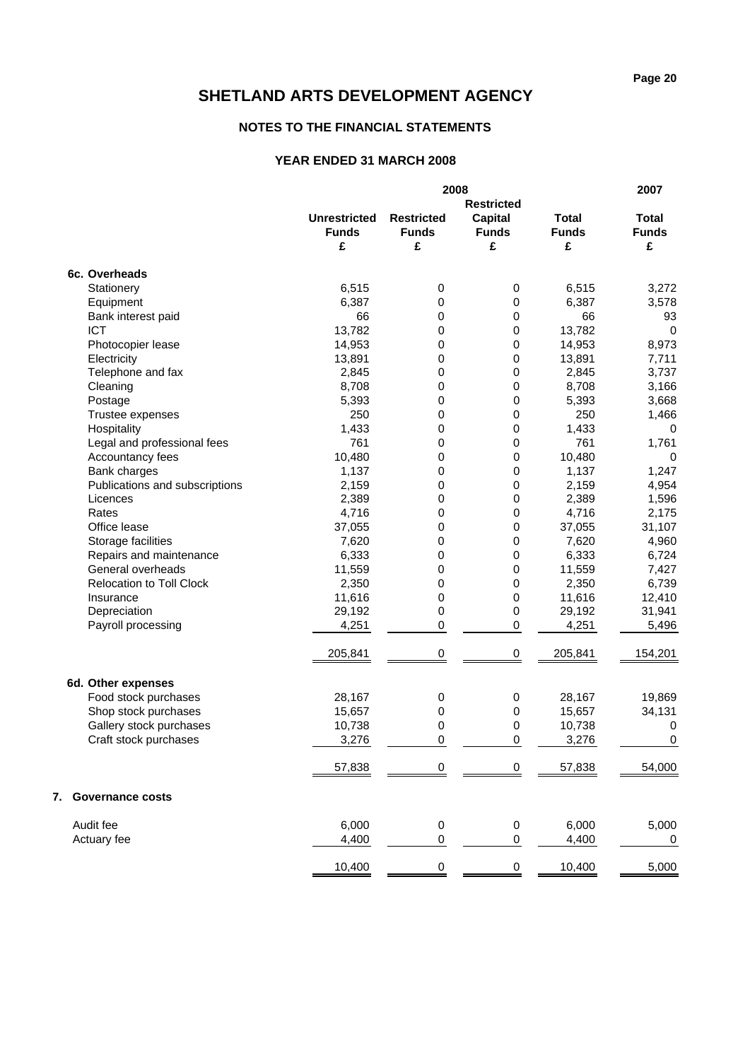# SHETLAND ARTS DEVELOPMENT AGENCY

## NOTES TO THE FINANCIAL STATEMENTS

### YEAR ENDED 31 MARCH 2008

| | 2008 | | | | 2007 |
|---|---|---|---|---|---|
| | Unrestricted Funds £ | Restricted Funds £ | Restricted Capital Funds £ | Total Funds £ | Total Funds £ |
| **6c. Overheads** | | | | | |
| Stationery | 6,515 | 0 | 0 | 6,515 | 3,272 |
| Equipment | 6,387 | 0 | 0 | 6,387 | 3,578 |
| Bank interest paid | 66 | 0 | 0 | 66 | 93 |
| ICT | 13,782 | 0 | 0 | 13,782 | 0 |
| Photocopier lease | 14,953 | 0 | 0 | 14,953 | 8,973 |
| Electricity | 13,891 | 0 | 0 | 13,891 | 7,711 |
| Telephone and fax | 2,845 | 0 | 0 | 2,845 | 3,737 |
| Cleaning | 8,708 | 0 | 0 | 8,708 | 3,166 |
| Postage | 5,393 | 0 | 0 | 5,393 | 3,668 |
| Trustee expenses | 250 | 0 | 0 | 250 | 1,466 |
| Hospitality | 1,433 | 0 | 0 | 1,433 | 0 |
| Legal and professional fees | 761 | 0 | 0 | 761 | 1,761 |
| Accountancy fees | 10,480 | 0 | 0 | 10,480 | 0 |
| Bank charges | 1,137 | 0 | 0 | 1,137 | 1,247 |
| Publications and subscriptions | 2,159 | 0 | 0 | 2,159 | 4,954 |
| Licences | 2,389 | 0 | 0 | 2,389 | 1,596 |
| Rates | 4,716 | 0 | 0 | 4,716 | 2,175 |
| Office lease | 37,055 | 0 | 0 | 37,055 | 31,107 |
| Storage facilities | 7,620 | 0 | 0 | 7,620 | 4,960 |
| Repairs and maintenance | 6,333 | 0 | 0 | 6,333 | 6,724 |
| General overheads | 11,559 | 0 | 0 | 11,559 | 7,427 |
| Relocation to Toll Clock | 2,350 | 0 | 0 | 2,350 | 6,739 |
| Insurance | 11,616 | 0 | 0 | 11,616 | 12,410 |
| Depreciation | 29,192 | 0 | 0 | 29,192 | 31,941 |
| Payroll processing | 4,251 | 0 | 0 | 4,251 | 5,496 |
| | 205,841 | 0 | 0 | 205,841 | 154,201 |
| **6d. Other expenses** | | | | | |
| Food stock purchases | 28,167 | 0 | 0 | 28,167 | 19,869 |
| Shop stock purchases | 15,657 | 0 | 0 | 15,657 | 34,131 |
| Gallery stock purchases | 10,738 | 0 | 0 | 10,738 | 0 |
| Craft stock purchases | 3,276 | 0 | 0 | 3,276 | 0 |
| | 57,838 | 0 | 0 | 57,838 | 54,000 |

## 7. Governance costs

| | Unrestricted Funds £ | Restricted Funds £ | Restricted Capital Funds £ | Total Funds £ | Total Funds £ |
|---|---|---|---|---|---|
| Audit fee | 6,000 | 0 | 0 | 6,000 | 5,000 |
| Actuary fee | 4,400 | 0 | 0 | 4,400 | 0 |
| | 10,400 | 0 | 0 | 10,400 | 5,000 |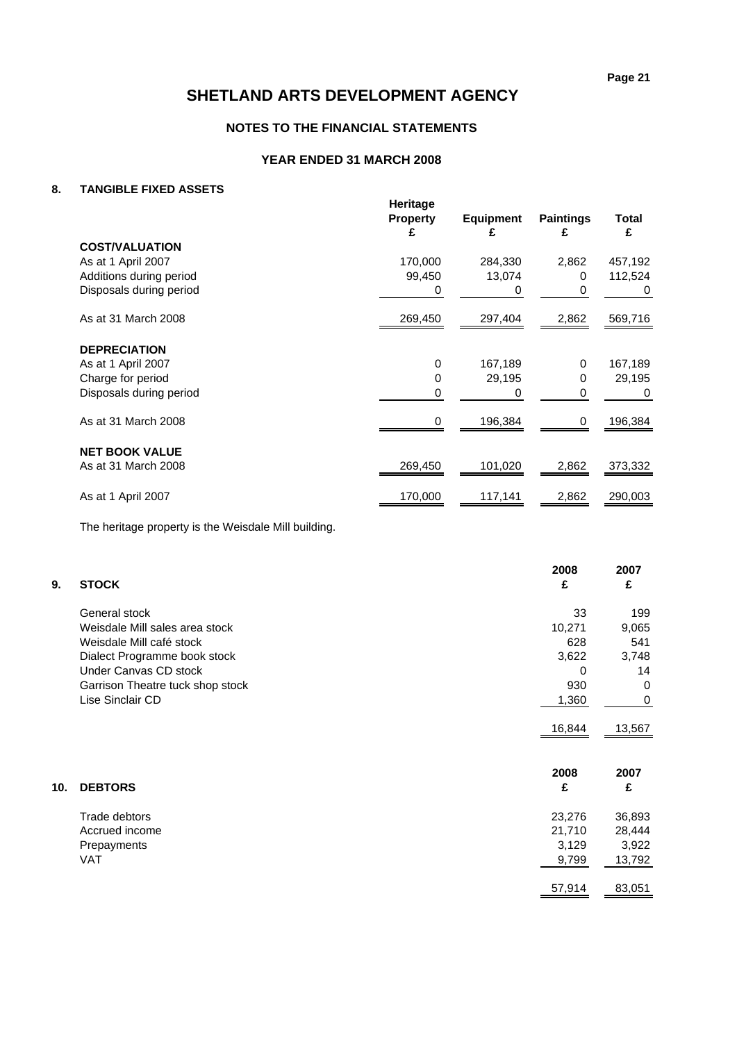# SHETLAND ARTS DEVELOPMENT AGENCY

## NOTES TO THE FINANCIAL STATEMENTS

## YEAR ENDED 31 MARCH 2008

### 8. TANGIBLE FIXED ASSETS

| | Heritage Property £ | Equipment £ | Paintings £ | Total £ |
|---|---|---|---|---|
| **COST/VALUATION** | | | | |
| As at 1 April 2007 | 170,000 | 284,330 | 2,862 | 457,192 |
| Additions during period | 99,450 | 13,074 | 0 | 112,524 |
| Disposals during period | 0 | 0 | 0 | 0 |
| As at 31 March 2008 | 269,450 | 297,404 | 2,862 | 569,716 |
| **DEPRECIATION** | | | | |
| As at 1 April 2007 | 0 | 167,189 | 0 | 167,189 |
| Charge for period | 0 | 29,195 | 0 | 29,195 |
| Disposals during period | 0 | 0 | 0 | 0 |
| As at 31 March 2008 | 0 | 196,384 | 0 | 196,384 |
| **NET BOOK VALUE** | | | | |
| As at 31 March 2008 | 269,450 | 101,020 | 2,862 | 373,332 |
| As at 1 April 2007 | 170,000 | 117,141 | 2,862 | 290,003 |

The heritage property is the Weisdale Mill building.

### 9. STOCK

| | 2008 £ | 2007 £ |
|---|---|---|
| General stock | 33 | 199 |
| Weisdale Mill sales area stock | 10,271 | 9,065 |
| Weisdale Mill café stock | 628 | 541 |
| Dialect Programme book stock | 3,622 | 3,748 |
| Under Canvas CD stock | 0 | 14 |
| Garrison Theatre tuck shop stock | 930 | 0 |
| Lise Sinclair CD | 1,360 | 0 |
| | 16,844 | 13,567 |

### 10. DEBTORS

| | 2008 £ | 2007 £ |
|---|---|---|
| Trade debtors | 23,276 | 36,893 |
| Accrued income | 21,710 | 28,444 |
| Prepayments | 3,129 | 3,922 |
| VAT | 9,799 | 13,792 |
| | 57,914 | 83,051 |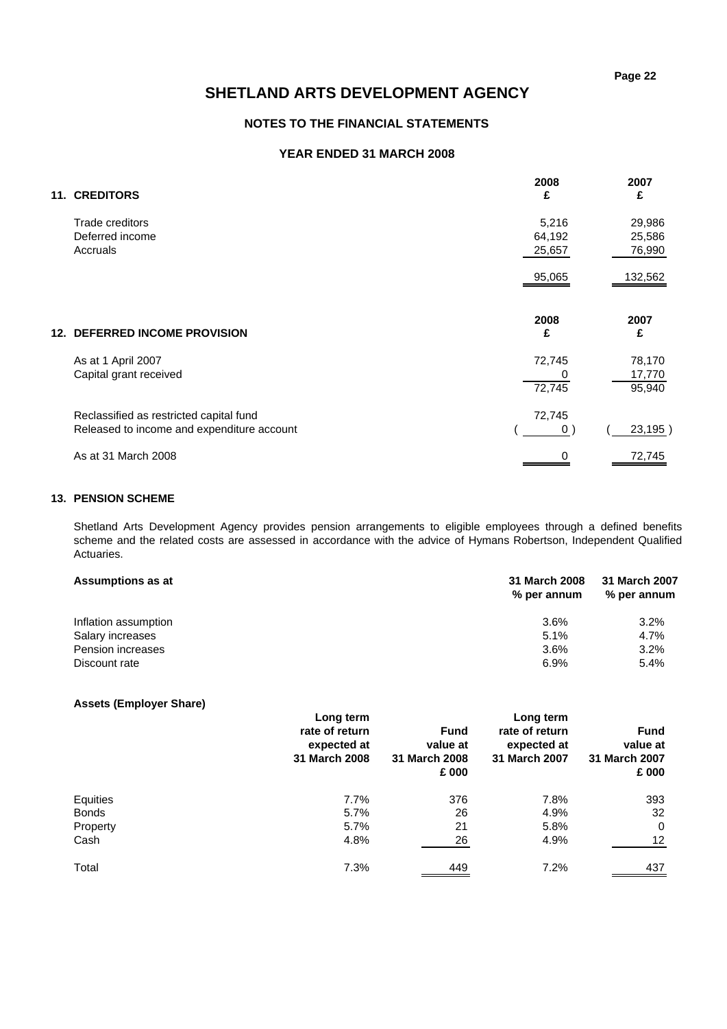# SHETLAND ARTS DEVELOPMENT AGENCY

## NOTES TO THE FINANCIAL STATEMENTS

## YEAR ENDED 31 MARCH 2008

### 11. CREDITORS

| | 2008 £ | 2007 £ |
|---|---|---|
| Trade creditors | 5,216 | 29,986 |
| Deferred income | 64,192 | 25,586 |
| Accruals | 25,657 | 76,990 |
| | 95,065 | 132,562 |

### 12. DEFERRED INCOME PROVISION

| | 2008 £ | 2007 £ |
|---|---|---|
| As at 1 April 2007 | 72,745 | 78,170 |
| Capital grant received | 0 | 17,770 |
| | 72,745 | 95,940 |
| Reclassified as restricted capital fund | 72,745 | |
| Released to income and expenditure account | ( 0 ) | ( 23,195 ) |
| As at 31 March 2008 | 0 | 72,745 |

### 13. PENSION SCHEME

Shetland Arts Development Agency provides pension arrangements to eligible employees through a defined benefits scheme and the related costs are assessed in accordance with the advice of Hymans Robertson, Independent Qualified Actuaries.

| Assumptions as at | 31 March 2008 % per annum | 31 March 2007 % per annum |
|---|---|---|
| Inflation assumption | 3.6% | 3.2% |
| Salary increases | 5.1% | 4.7% |
| Pension increases | 3.6% | 3.2% |
| Discount rate | 6.9% | 5.4% |

**Assets (Employer Share)**

| | Long term rate of return expected at 31 March 2008 | Fund value at 31 March 2008 £ 000 | Long term rate of return expected at 31 March 2007 | Fund value at 31 March 2007 £ 000 |
|---|---|---|---|---|
| Equities | 7.7% | 376 | 7.8% | 393 |
| Bonds | 5.7% | 26 | 4.9% | 32 |
| Property | 5.7% | 21 | 5.8% | 0 |
| Cash | 4.8% | 26 | 4.9% | 12 |
| Total | 7.3% | 449 | 7.2% | 437 |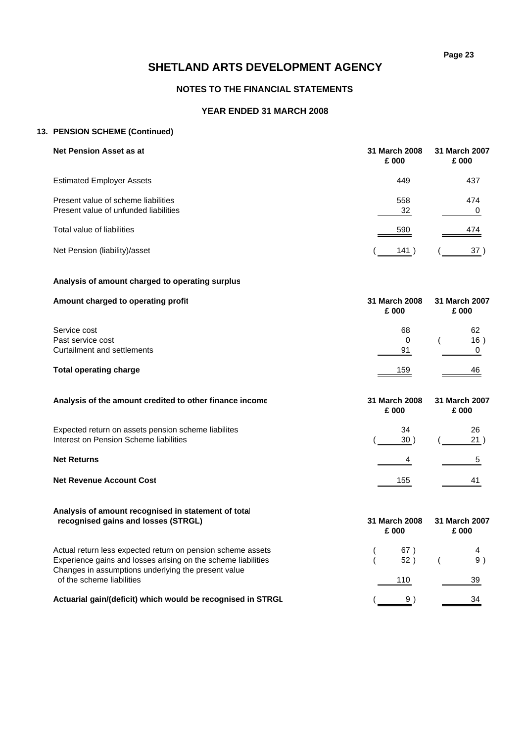# SHETLAND ARTS DEVELOPMENT AGENCY

## NOTES TO THE FINANCIAL STATEMENTS

### YEAR ENDED 31 MARCH 2008

### 13. PENSION SCHEME (Continued)

| Net Pension Asset as at | 31 March 2008 £ 000 | 31 March 2007 £ 000 |
|---|---|---|
| Estimated Employer Assets | 449 | 437 |
| Present value of scheme liabilities | 558 | 474 |
| Present value of unfunded liabilities | 32 | 0 |
| Total value of liabilities | 590 | 474 |
| Net Pension (liability)/asset | ( 141 ) | ( 37 ) |

**Analysis of amount charged to operating surplus**

| Amount charged to operating profit | 31 March 2008 £ 000 | 31 March 2007 £ 000 |
|---|---|---|
| Service cost | 68 | 62 |
| Past service cost | 0 | ( 16 ) |
| Curtailment and settlements | 91 | 0 |
| **Total operating charge** | 159 | 46 |

| Analysis of the amount credited to other finance income | 31 March 2008 £ 000 | 31 March 2007 £ 000 |
|---|---|---|
| Expected return on assets pension scheme liabilites | 34 | 26 |
| Interest on Pension Scheme liabilities | ( 30 ) | ( 21 ) |
| **Net Returns** | 4 | 5 |
| **Net Revenue Account Cost** | 155 | 41 |

| Analysis of amount recognised in statement of total recognised gains and losses (STRGL) | 31 March 2008 £ 000 | 31 March 2007 £ 000 |
|---|---|---|
| Actual return less expected return on pension scheme assets | ( 67 ) | 4 |
| Experience gains and losses arising on the scheme liabilities | ( 52 ) | ( 9 ) |
| Changes in assumptions underlying the present value of the scheme liabilities | 110 | 39 |
| **Actuarial gain/(deficit) which would be recognised in STRGL** | ( 9 ) | 34 |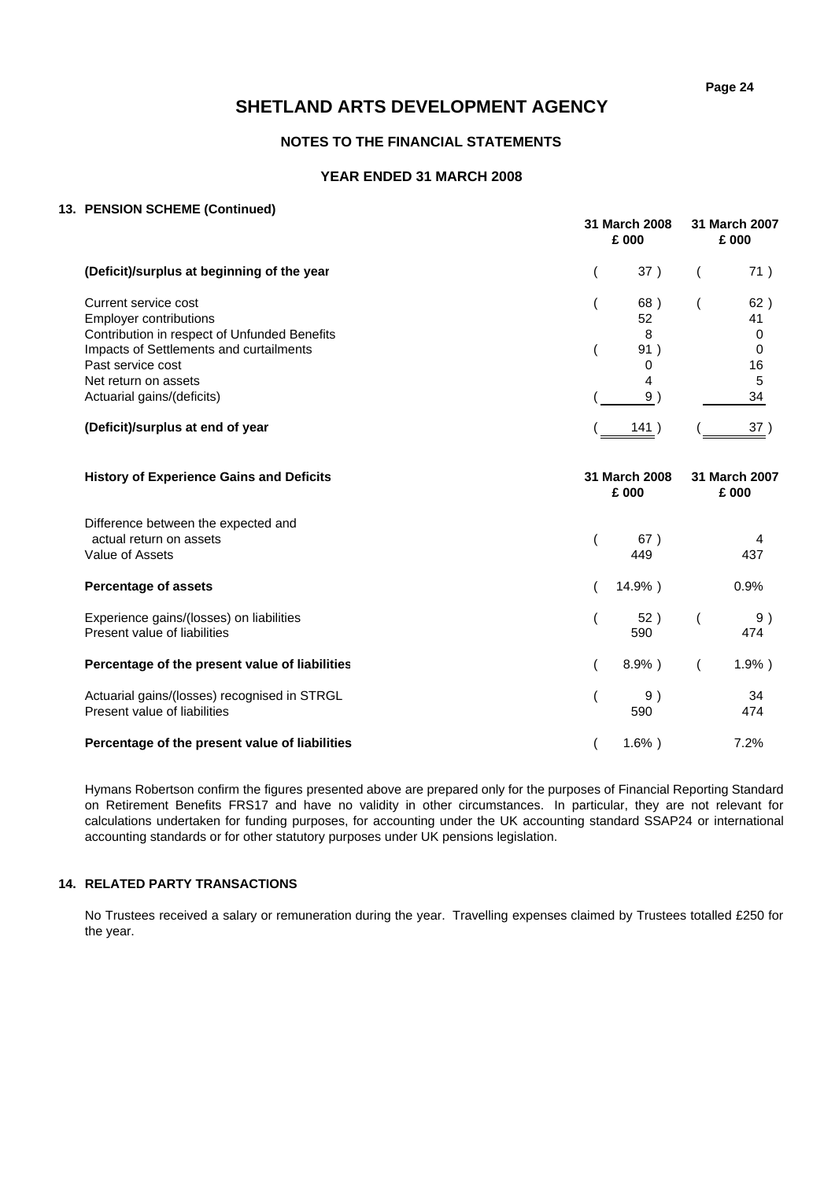# SHETLAND ARTS DEVELOPMENT AGENCY

## NOTES TO THE FINANCIAL STATEMENTS

### YEAR ENDED 31 MARCH 2008

#### 13. PENSION SCHEME (Continued)

| | 31 March 2008 £ 000 | 31 March 2007 £ 000 |
|---|---|---|
| **(Deficit)/surplus at beginning of the year** | ( 37 ) | ( 71 ) |
| Current service cost | ( 68 ) | ( 62 ) |
| Employer contributions | 52 | 41 |
| Contribution in respect of Unfunded Benefits | 8 | 0 |
| Impacts of Settlements and curtailments | ( 91 ) | 0 |
| Past service cost | 0 | 16 |
| Net return on assets | 4 | 5 |
| Actuarial gains/(deficits) | ( 9 ) | 34 |
| **(Deficit)/surplus at end of year** | ( 141 ) | ( 37 ) |

| **History of Experience Gains and Deficits** | 31 March 2008 £ 000 | 31 March 2007 £ 000 |
|---|---|---|
| Difference between the expected and actual return on assets | ( 67 ) | 4 |
| Value of Assets | 449 | 437 |
| **Percentage of assets** | ( 14.9% ) | 0.9% |
| Experience gains/(losses) on liabilities | ( 52 ) | ( 9 ) |
| Present value of liabilities | 590 | 474 |
| **Percentage of the present value of liabilities** | ( 8.9% ) | ( 1.9% ) |
| Actuarial gains/(losses) recognised in STRGL | ( 9 ) | 34 |
| Present value of liabilities | 590 | 474 |
| **Percentage of the present value of liabilities** | ( 1.6% ) | 7.2% |

Hymans Robertson confirm the figures presented above are prepared only for the purposes of Financial Reporting Standard on Retirement Benefits FRS17 and have no validity in other circumstances. In particular, they are not relevant for calculations undertaken for funding purposes, for accounting under the UK accounting standard SSAP24 or international accounting standards or for other statutory purposes under UK pensions legislation.

#### 14. RELATED PARTY TRANSACTIONS

No Trustees received a salary or remuneration during the year. Travelling expenses claimed by Trustees totalled £250 for the year.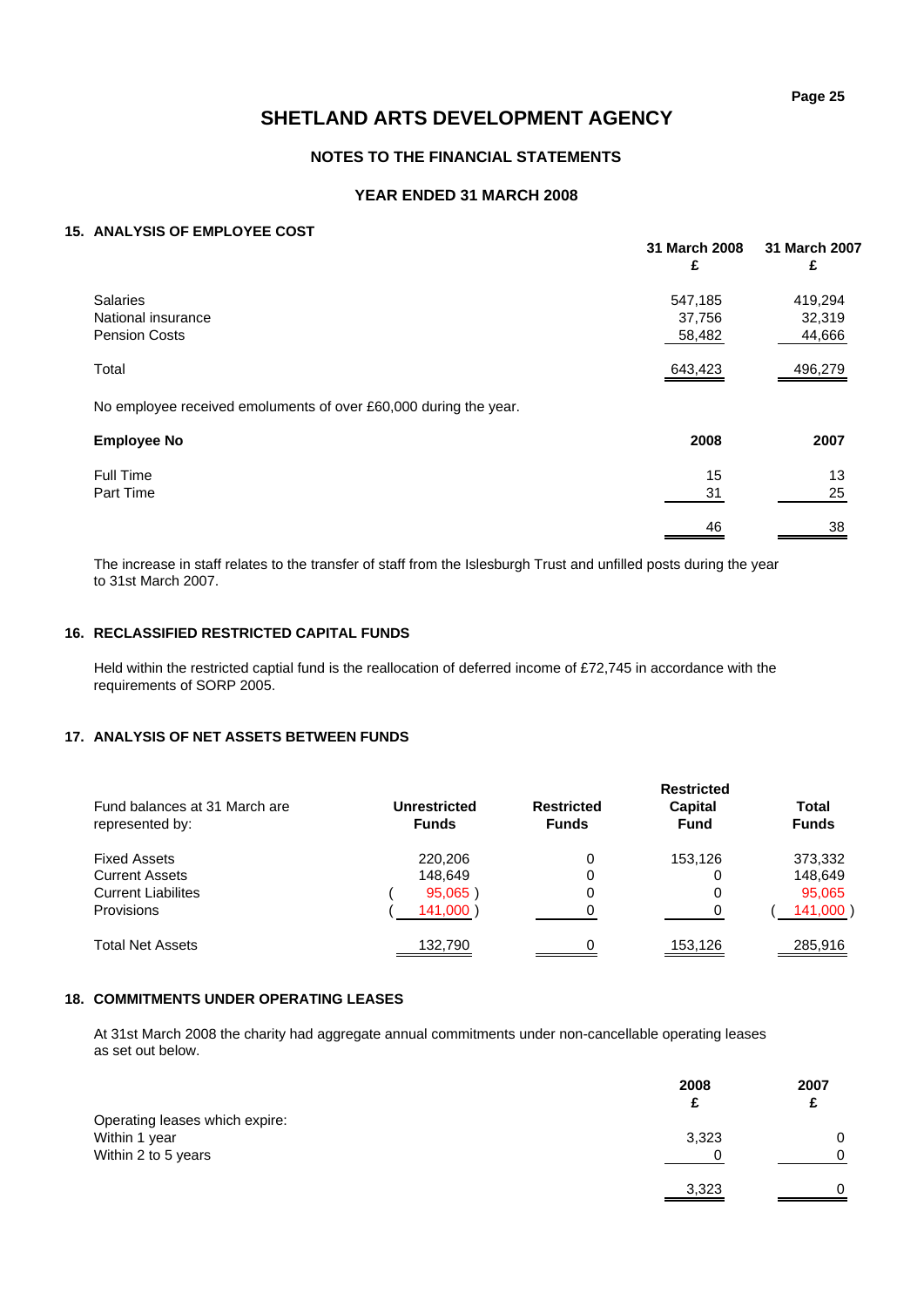# SHETLAND ARTS DEVELOPMENT AGENCY

## NOTES TO THE FINANCIAL STATEMENTS

### YEAR ENDED 31 MARCH 2008

### 15. ANALYSIS OF EMPLOYEE COST

| | 31 March 2008 £ | 31 March 2007 £ |
|---|---|---|
| Salaries | 547,185 | 419,294 |
| National insurance | 37,756 | 32,319 |
| Pension Costs | 58,482 | 44,666 |
| Total | 643,423 | 496,279 |

No employee received emoluments of over £60,000 during the year.

| **Employee No** | **2008** | **2007** |
|---|---|---|
| Full Time | 15 | 13 |
| Part Time | 31 | 25 |
| | 46 | 38 |

The increase in staff relates to the transfer of staff from the Islesburgh Trust and unfilled posts during the year to 31st March 2007.

### 16. RECLASSIFIED RESTRICTED CAPITAL FUNDS

Held within the restricted captial fund is the reallocation of deferred income of £72,745 in accordance with the requirements of SORP 2005.

### 17. ANALYSIS OF NET ASSETS BETWEEN FUNDS

| Fund balances at 31 March are represented by: | Unrestricted Funds | Restricted Funds | Restricted Capital Fund | Total Funds |
|---|---|---|---|---|
| Fixed Assets | 220,206 | 0 | 153,126 | 373,332 |
| Current Assets | 148,649 | 0 | 0 | 148,649 |
| Current Liabilites | ( 95,065 ) | 0 | 0 | 95,065 |
| Provisions | ( 141,000 ) | 0 | 0 | ( 141,000 ) |
| Total Net Assets | 132,790 | 0 | 153,126 | 285,916 |

### 18. COMMITMENTS UNDER OPERATING LEASES

At 31st March 2008 the charity had aggregate annual commitments under non-cancellable operating leases as set out below.

| | 2008 £ | 2007 £ |
|---|---|---|
| Operating leases which expire: | | |
| Within 1 year | 3,323 | 0 |
| Within 2 to 5 years | 0 | 0 |
| | 3,323 | 0 |